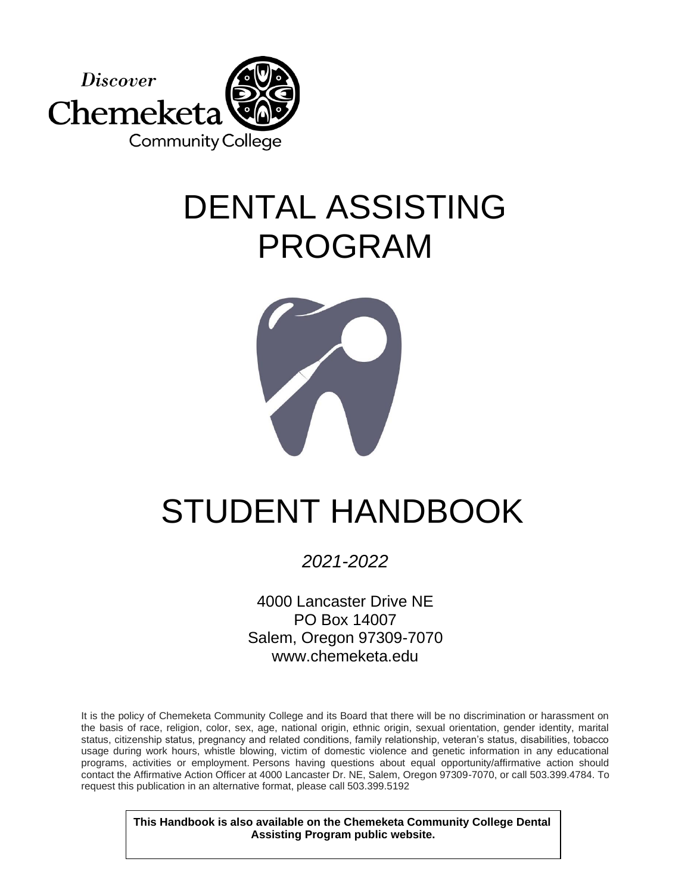Discover Chemeketa Community College

# DENTAL ASSISTING PROGRAM

# STUDENT HANDBOOK

*2021-2022*

4000 Lancaster Drive NE
PO Box 14007
Salem, Oregon 97309-7070
www.chemeketa.edu

It is the policy of Chemeketa Community College and its Board that there will be no discrimination or harassment on the basis of race, religion, color, sex, age, national origin, ethnic origin, sexual orientation, gender identity, marital status, citizenship status, pregnancy and related conditions, family relationship, veteran's status, disabilities, tobacco usage during work hours, whistle blowing, victim of domestic violence and genetic information in any educational programs, activities or employment. Persons having questions about equal opportunity/affirmative action should contact the Affirmative Action Officer at 4000 Lancaster Dr. NE, Salem, Oregon 97309-7070, or call 503.399.4784. To request this publication in an alternative format, please call 503.399.5192

**This Handbook is also available on the Chemeketa Community College Dental Assisting Program public website.**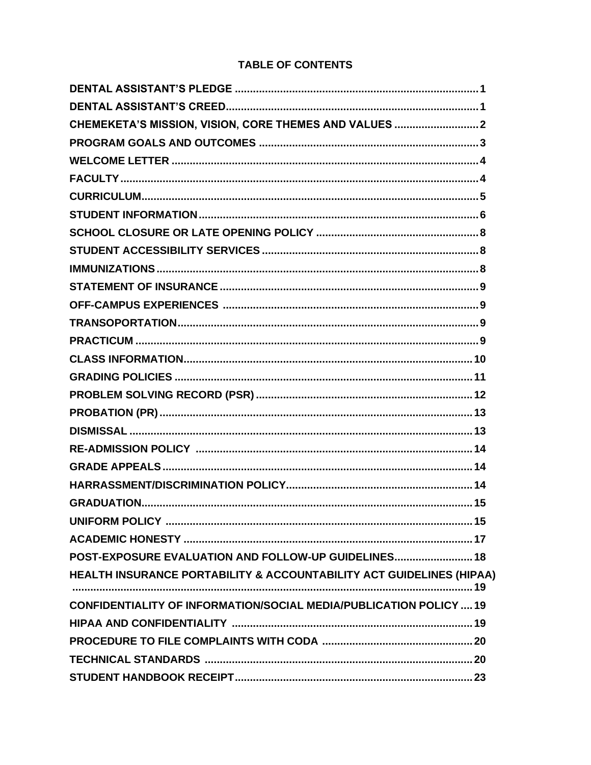# TABLE OF CONTENTS

**DENTAL ASSISTANT'S PLEDGE** ................................................................................ **1**

**DENTAL ASSISTANT'S CREED** ................................................................................ **1**

**CHEMEKETA'S MISSION, VISION, CORE THEMES AND VALUES** ............................ **2**

**PROGRAM GOALS AND OUTCOMES** ........................................................................ **3**

**WELCOME LETTER** ........................................................................................................ **4**

**FACULTY** .......................................................................................................................... **4**

**CURRICULUM** ................................................................................................................... **5**

**STUDENT INFORMATION** .............................................................................................. **6**

**SCHOOL CLOSURE OR LATE OPENING POLICY** ...................................................... **8**

**STUDENT ACCESSIBILITY SERVICES** ........................................................................ **8**

**IMMUNIZATIONS** ............................................................................................................. **8**

**STATEMENT OF INSURANCE** ....................................................................................... **9**

**OFF-CAMPUS EXPERIENCES** ...................................................................................... **9**

**TRANSOPORTATION** ..................................................................................................... **9**

**PRACTICUM** ..................................................................................................................... **9**

**CLASS INFORMATION** .................................................................................................. **10**

**GRADING POLICIES** ..................................................................................................... **11**

**PROBLEM SOLVING RECORD (PSR)** ......................................................................... **12**

**PROBATION (PR)** ........................................................................................................... **13**

**DISMISSAL** ..................................................................................................................... **13**

**RE-ADMISSION POLICY** .............................................................................................. **14**

**GRADE APPEALS** .......................................................................................................... **14**

**HARRASSMENT/DISCRIMINATION POLICY** ............................................................ **14**

**GRADUATION** ................................................................................................................ **15**

**UNIFORM POLICY** ........................................................................................................ **15**

**ACADEMIC HONESTY** .................................................................................................. **17**

**POST-EXPOSURE EVALUATION AND FOLLOW-UP GUIDELINES** ......................... **18**

**HEALTH INSURANCE PORTABILITY & ACCOUNTABILITY ACT GUIDELINES (HIPAA)** ........................................................................................................................... **19**

**CONFIDENTIALITY OF INFORMATION/SOCIAL MEDIA/PUBLICATION POLICY** .... **19**

**HIPAA AND CONFIDENTIALITY** ................................................................................. **19**

**PROCEDURE TO FILE COMPLAINTS WITH CODA** ................................................. **20**

**TECHNICAL STANDARDS** ........................................................................................... **20**

**STUDENT HANDBOOK RECEIPT** ................................................................................ **23**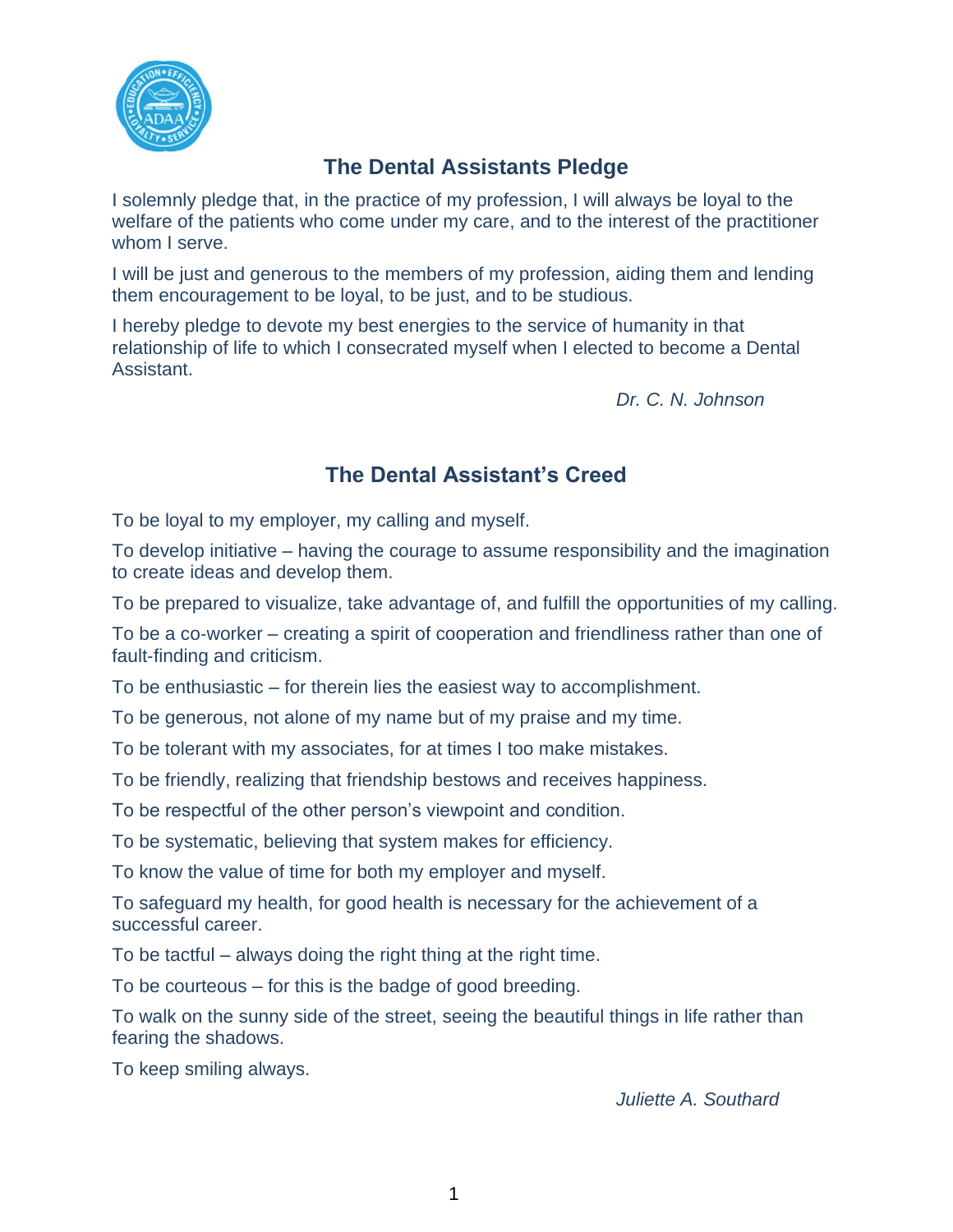## The Dental Assistants Pledge

I solemnly pledge that, in the practice of my profession, I will always be loyal to the welfare of the patients who come under my care, and to the interest of the practitioner whom I serve.

I will be just and generous to the members of my profession, aiding them and lending them encouragement to be loyal, to be just, and to be studious.

I hereby pledge to devote my best energies to the service of humanity in that relationship of life to which I consecrated myself when I elected to become a Dental Assistant.

*Dr. C. N. Johnson*

## The Dental Assistant's Creed

To be loyal to my employer, my calling and myself.

To develop initiative – having the courage to assume responsibility and the imagination to create ideas and develop them.

To be prepared to visualize, take advantage of, and fulfill the opportunities of my calling.

To be a co-worker – creating a spirit of cooperation and friendliness rather than one of fault-finding and criticism.

To be enthusiastic – for therein lies the easiest way to accomplishment.

To be generous, not alone of my name but of my praise and my time.

To be tolerant with my associates, for at times I too make mistakes.

To be friendly, realizing that friendship bestows and receives happiness.

To be respectful of the other person's viewpoint and condition.

To be systematic, believing that system makes for efficiency.

To know the value of time for both my employer and myself.

To safeguard my health, for good health is necessary for the achievement of a successful career.

To be tactful – always doing the right thing at the right time.

To be courteous – for this is the badge of good breeding.

To walk on the sunny side of the street, seeing the beautiful things in life rather than fearing the shadows.

To keep smiling always.

*Juliette A. Southard*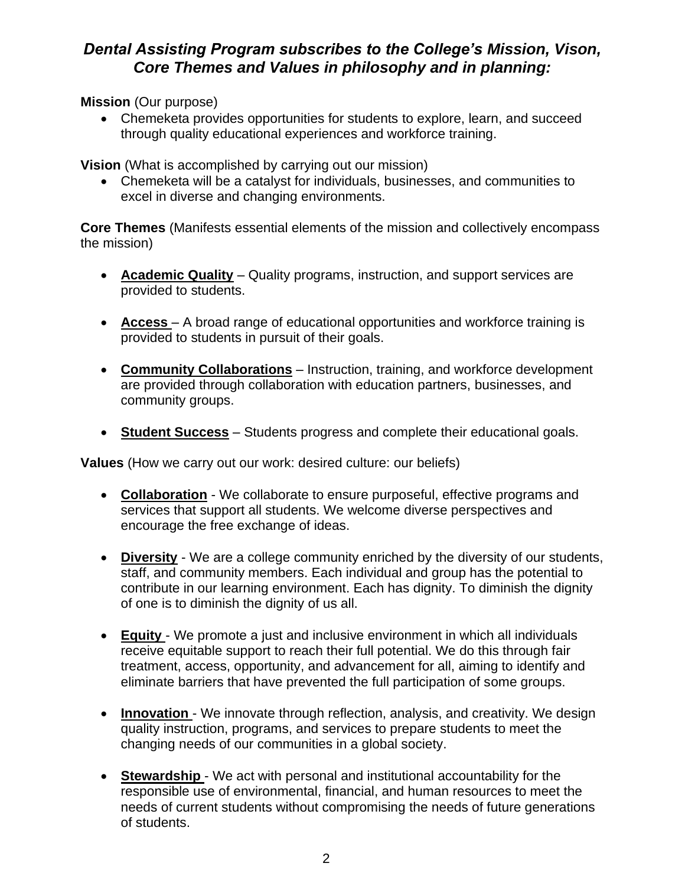## *Dental Assisting Program subscribes to the College's Mission, Vison, Core Themes and Values in philosophy and in planning:*

**Mission** (Our purpose)

- Chemeketa provides opportunities for students to explore, learn, and succeed through quality educational experiences and workforce training.

**Vision** (What is accomplished by carrying out our mission)

- Chemeketa will be a catalyst for individuals, businesses, and communities to excel in diverse and changing environments.

**Core Themes** (Manifests essential elements of the mission and collectively encompass the mission)

- **Academic Quality** – Quality programs, instruction, and support services are provided to students.
- **Access** – A broad range of educational opportunities and workforce training is provided to students in pursuit of their goals.
- **Community Collaborations** – Instruction, training, and workforce development are provided through collaboration with education partners, businesses, and community groups.
- **Student Success** – Students progress and complete their educational goals.

**Values** (How we carry out our work: desired culture: our beliefs)

- **Collaboration** - We collaborate to ensure purposeful, effective programs and services that support all students. We welcome diverse perspectives and encourage the free exchange of ideas.
- **Diversity** - We are a college community enriched by the diversity of our students, staff, and community members. Each individual and group has the potential to contribute in our learning environment. Each has dignity. To diminish the dignity of one is to diminish the dignity of us all.
- **Equity** - We promote a just and inclusive environment in which all individuals receive equitable support to reach their full potential. We do this through fair treatment, access, opportunity, and advancement for all, aiming to identify and eliminate barriers that have prevented the full participation of some groups.
- **Innovation** - We innovate through reflection, analysis, and creativity. We design quality instruction, programs, and services to prepare students to meet the changing needs of our communities in a global society.
- **Stewardship** - We act with personal and institutional accountability for the responsible use of environmental, financial, and human resources to meet the needs of current students without compromising the needs of future generations of students.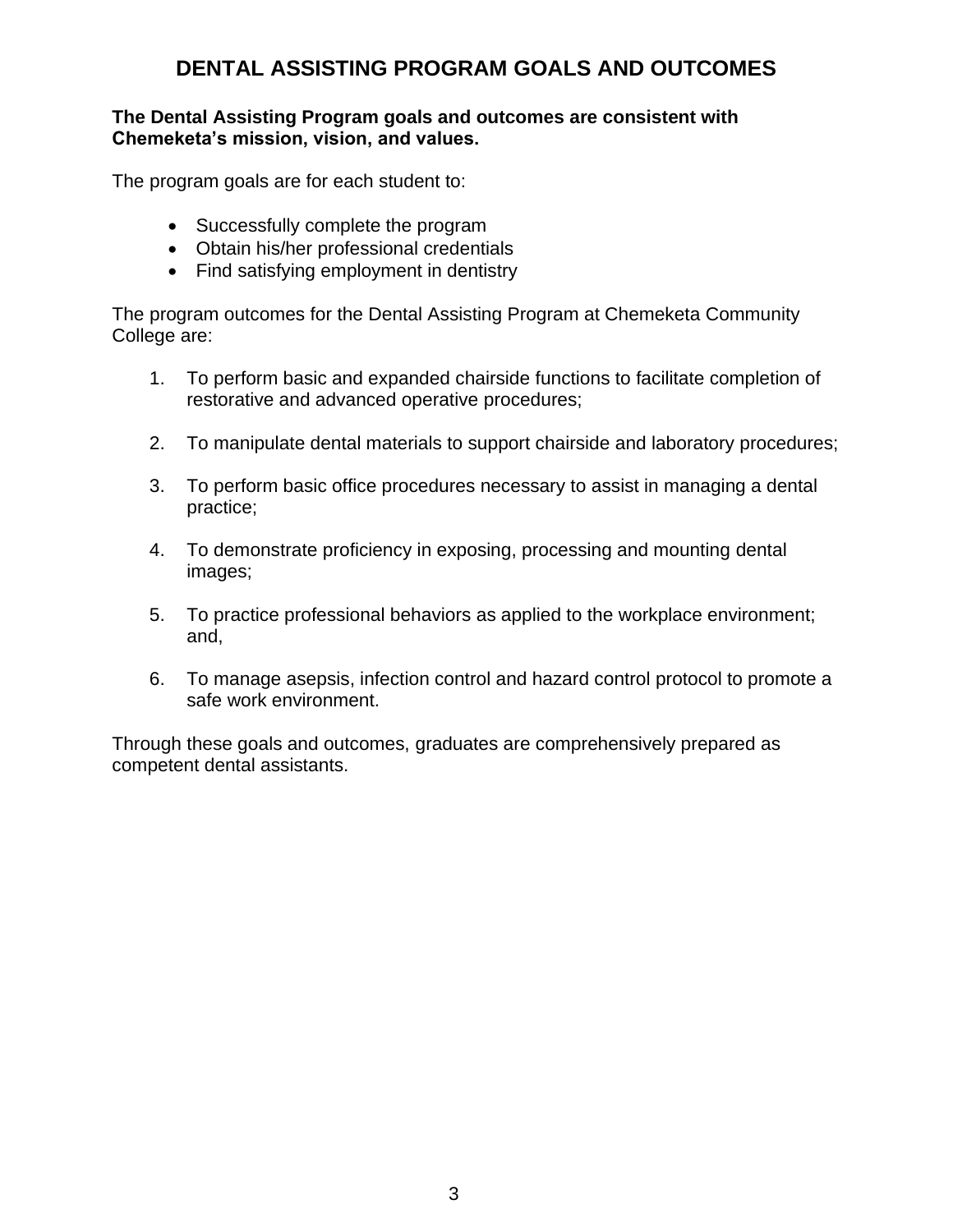# DENTAL ASSISTING PROGRAM GOALS AND OUTCOMES

**The Dental Assisting Program goals and outcomes are consistent with Chemeketa's mission, vision, and values.**

The program goals are for each student to:

- Successfully complete the program
- Obtain his/her professional credentials
- Find satisfying employment in dentistry

The program outcomes for the Dental Assisting Program at Chemeketa Community College are:

1. To perform basic and expanded chairside functions to facilitate completion of restorative and advanced operative procedures;

2. To manipulate dental materials to support chairside and laboratory procedures;

3. To perform basic office procedures necessary to assist in managing a dental practice;

4. To demonstrate proficiency in exposing, processing and mounting dental images;

5. To practice professional behaviors as applied to the workplace environment; and,

6. To manage asepsis, infection control and hazard control protocol to promote a safe work environment.

Through these goals and outcomes, graduates are comprehensively prepared as competent dental assistants.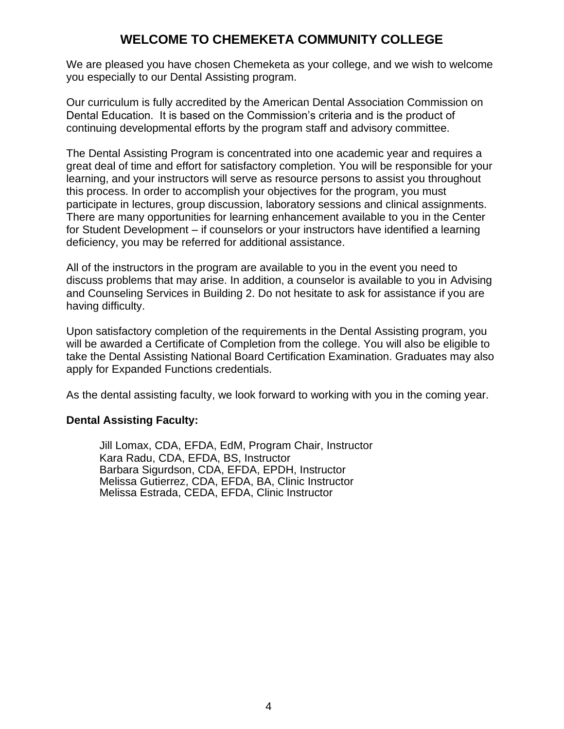# WELCOME TO CHEMEKETA COMMUNITY COLLEGE

We are pleased you have chosen Chemeketa as your college, and we wish to welcome you especially to our Dental Assisting program.

Our curriculum is fully accredited by the American Dental Association Commission on Dental Education. It is based on the Commission's criteria and is the product of continuing developmental efforts by the program staff and advisory committee.

The Dental Assisting Program is concentrated into one academic year and requires a great deal of time and effort for satisfactory completion. You will be responsible for your learning, and your instructors will serve as resource persons to assist you throughout this process. In order to accomplish your objectives for the program, you must participate in lectures, group discussion, laboratory sessions and clinical assignments. There are many opportunities for learning enhancement available to you in the Center for Student Development – if counselors or your instructors have identified a learning deficiency, you may be referred for additional assistance.

All of the instructors in the program are available to you in the event you need to discuss problems that may arise. In addition, a counselor is available to you in Advising and Counseling Services in Building 2. Do not hesitate to ask for assistance if you are having difficulty.

Upon satisfactory completion of the requirements in the Dental Assisting program, you will be awarded a Certificate of Completion from the college. You will also be eligible to take the Dental Assisting National Board Certification Examination. Graduates may also apply for Expanded Functions credentials.

As the dental assisting faculty, we look forward to working with you in the coming year.

**Dental Assisting Faculty:**

Jill Lomax, CDA, EFDA, EdM, Program Chair, Instructor
Kara Radu, CDA, EFDA, BS, Instructor
Barbara Sigurdson, CDA, EFDA, EPDH, Instructor
Melissa Gutierrez, CDA, EFDA, BA, Clinic Instructor
Melissa Estrada, CEDA, EFDA, Clinic Instructor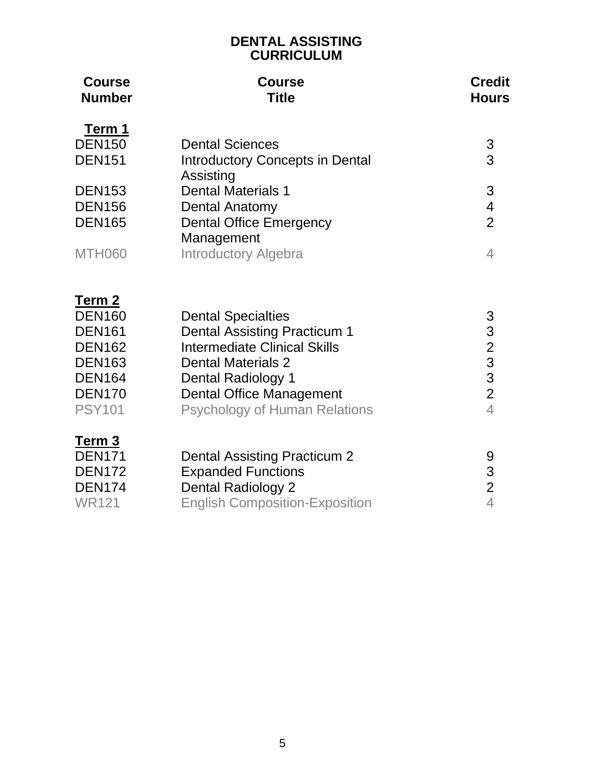# DENTAL ASSISTING
# CURRICULUM

| Course Number | Course Title | Credit Hours |
|---|---|---|
| **Term 1** | | |
| DEN150 | Dental Sciences | 3 |
| DEN151 | Introductory Concepts in Dental Assisting | 3 |
| DEN153 | Dental Materials 1 | 3 |
| DEN156 | Dental Anatomy | 4 |
| DEN165 | Dental Office Emergency Management | 2 |
| MTH060 | Introductory Algebra | 4 |
| **Term 2** | | |
| DEN160 | Dental Specialties | 3 |
| DEN161 | Dental Assisting Practicum 1 | 3 |
| DEN162 | Intermediate Clinical Skills | 2 |
| DEN163 | Dental Materials 2 | 3 |
| DEN164 | Dental Radiology 1 | 3 |
| DEN170 | Dental Office Management | 2 |
| PSY101 | Psychology of Human Relations | 4 |
| **Term 3** | | |
| DEN171 | Dental Assisting Practicum 2 | 9 |
| DEN172 | Expanded Functions | 3 |
| DEN174 | Dental Radiology 2 | 2 |
| WR121 | English Composition-Exposition | 4 |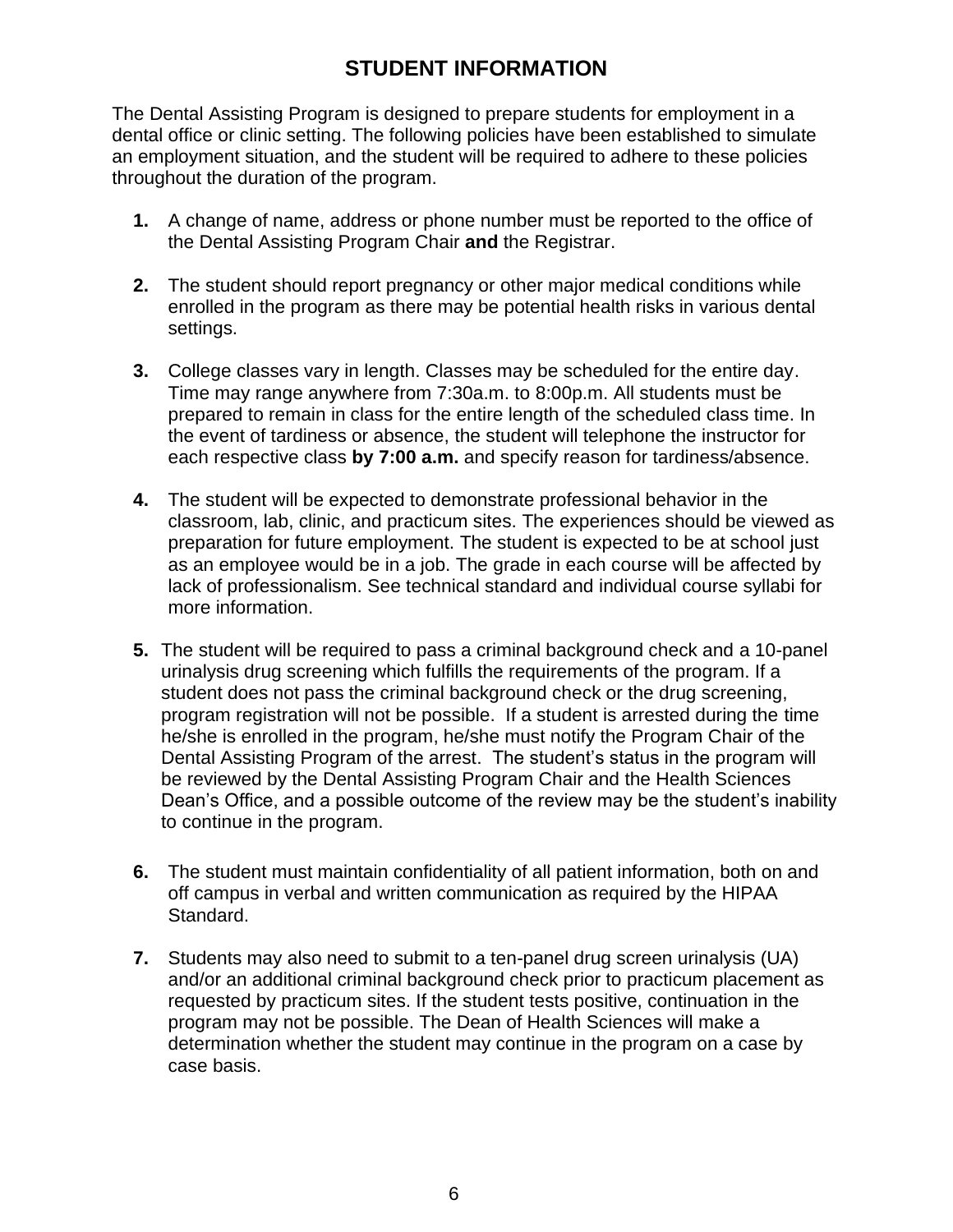# STUDENT INFORMATION

The Dental Assisting Program is designed to prepare students for employment in a dental office or clinic setting. The following policies have been established to simulate an employment situation, and the student will be required to adhere to these policies throughout the duration of the program.

1. A change of name, address or phone number must be reported to the office of the Dental Assisting Program Chair **and** the Registrar.

2. The student should report pregnancy or other major medical conditions while enrolled in the program as there may be potential health risks in various dental settings.

3. College classes vary in length. Classes may be scheduled for the entire day. Time may range anywhere from 7:30a.m. to 8:00p.m. All students must be prepared to remain in class for the entire length of the scheduled class time. In the event of tardiness or absence, the student will telephone the instructor for each respective class **by 7:00 a.m.** and specify reason for tardiness/absence.

4. The student will be expected to demonstrate professional behavior in the classroom, lab, clinic, and practicum sites. The experiences should be viewed as preparation for future employment. The student is expected to be at school just as an employee would be in a job. The grade in each course will be affected by lack of professionalism. See technical standard and individual course syllabi for more information.

5. The student will be required to pass a criminal background check and a 10-panel urinalysis drug screening which fulfills the requirements of the program. If a student does not pass the criminal background check or the drug screening, program registration will not be possible. If a student is arrested during the time he/she is enrolled in the program, he/she must notify the Program Chair of the Dental Assisting Program of the arrest. The student's status in the program will be reviewed by the Dental Assisting Program Chair and the Health Sciences Dean's Office, and a possible outcome of the review may be the student's inability to continue in the program.

6. The student must maintain confidentiality of all patient information, both on and off campus in verbal and written communication as required by the HIPAA Standard.

7. Students may also need to submit to a ten-panel drug screen urinalysis (UA) and/or an additional criminal background check prior to practicum placement as requested by practicum sites. If the student tests positive, continuation in the program may not be possible. The Dean of Health Sciences will make a determination whether the student may continue in the program on a case by case basis.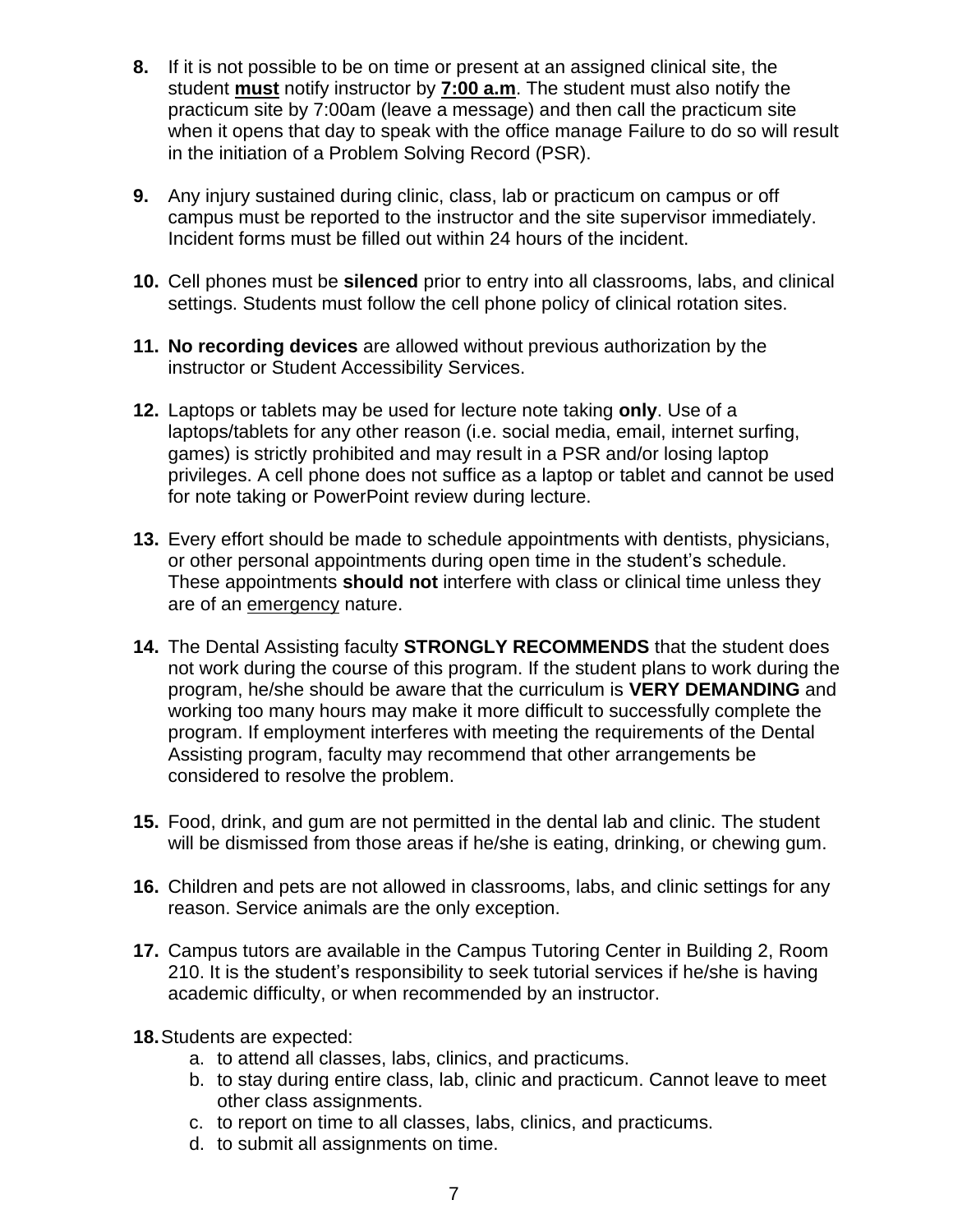8. If it is not possible to be on time or present at an assigned clinical site, the student <u>**must**</u> notify instructor by <u>**7:00 a.m**</u>. The student must also notify the practicum site by 7:00am (leave a message) and then call the practicum site when it opens that day to speak with the office manage Failure to do so will result in the initiation of a Problem Solving Record (PSR).

9. Any injury sustained during clinic, class, lab or practicum on campus or off campus must be reported to the instructor and the site supervisor immediately. Incident forms must be filled out within 24 hours of the incident.

10. Cell phones must be **silenced** prior to entry into all classrooms, labs, and clinical settings. Students must follow the cell phone policy of clinical rotation sites.

11. **No recording devices** are allowed without previous authorization by the instructor or Student Accessibility Services.

12. Laptops or tablets may be used for lecture note taking **only**. Use of a laptops/tablets for any other reason (i.e. social media, email, internet surfing, games) is strictly prohibited and may result in a PSR and/or losing laptop privileges. A cell phone does not suffice as a laptop or tablet and cannot be used for note taking or PowerPoint review during lecture.

13. Every effort should be made to schedule appointments with dentists, physicians, or other personal appointments during open time in the student's schedule. These appointments **should not** interfere with class or clinical time unless they are of an <u>emergency</u> nature.

14. The Dental Assisting faculty **STRONGLY RECOMMENDS** that the student does not work during the course of this program. If the student plans to work during the program, he/she should be aware that the curriculum is **VERY DEMANDING** and working too many hours may make it more difficult to successfully complete the program. If employment interferes with meeting the requirements of the Dental Assisting program, faculty may recommend that other arrangements be considered to resolve the problem.

15. Food, drink, and gum are not permitted in the dental lab and clinic. The student will be dismissed from those areas if he/she is eating, drinking, or chewing gum.

16. Children and pets are not allowed in classrooms, labs, and clinic settings for any reason. Service animals are the only exception.

17. Campus tutors are available in the Campus Tutoring Center in Building 2, Room 210. It is the student's responsibility to seek tutorial services if he/she is having academic difficulty, or when recommended by an instructor.

18. Students are expected:
    a. to attend all classes, labs, clinics, and practicums.
    b. to stay during entire class, lab, clinic and practicum. Cannot leave to meet other class assignments.
    c. to report on time to all classes, labs, clinics, and practicums.
    d. to submit all assignments on time.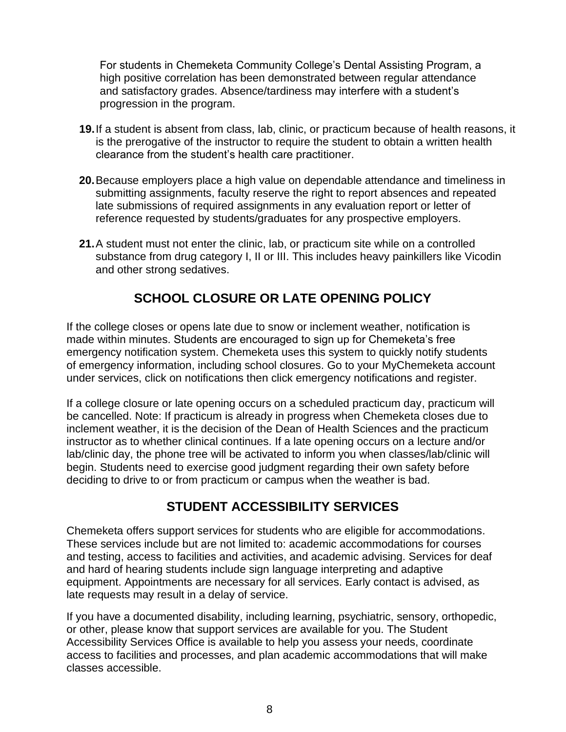For students in Chemeketa Community College's Dental Assisting Program, a high positive correlation has been demonstrated between regular attendance and satisfactory grades. Absence/tardiness may interfere with a student's progression in the program.

19. If a student is absent from class, lab, clinic, or practicum because of health reasons, it is the prerogative of the instructor to require the student to obtain a written health clearance from the student's health care practitioner.

20. Because employers place a high value on dependable attendance and timeliness in submitting assignments, faculty reserve the right to report absences and repeated late submissions of required assignments in any evaluation report or letter of reference requested by students/graduates for any prospective employers.

21. A student must not enter the clinic, lab, or practicum site while on a controlled substance from drug category I, II or III. This includes heavy painkillers like Vicodin and other strong sedatives.

## SCHOOL CLOSURE OR LATE OPENING POLICY

If the college closes or opens late due to snow or inclement weather, notification is made within minutes. Students are encouraged to sign up for Chemeketa's free emergency notification system. Chemeketa uses this system to quickly notify students of emergency information, including school closures. Go to your MyChemeketa account under services, click on notifications then click emergency notifications and register.

If a college closure or late opening occurs on a scheduled practicum day, practicum will be cancelled. Note: If practicum is already in progress when Chemeketa closes due to inclement weather, it is the decision of the Dean of Health Sciences and the practicum instructor as to whether clinical continues. If a late opening occurs on a lecture and/or lab/clinic day, the phone tree will be activated to inform you when classes/lab/clinic will begin. Students need to exercise good judgment regarding their own safety before deciding to drive to or from practicum or campus when the weather is bad.

## STUDENT ACCESSIBILITY SERVICES

Chemeketa offers support services for students who are eligible for accommodations. These services include but are not limited to: academic accommodations for courses and testing, access to facilities and activities, and academic advising. Services for deaf and hard of hearing students include sign language interpreting and adaptive equipment. Appointments are necessary for all services. Early contact is advised, as late requests may result in a delay of service.

If you have a documented disability, including learning, psychiatric, sensory, orthopedic, or other, please know that support services are available for you. The Student Accessibility Services Office is available to help you assess your needs, coordinate access to facilities and processes, and plan academic accommodations that will make classes accessible.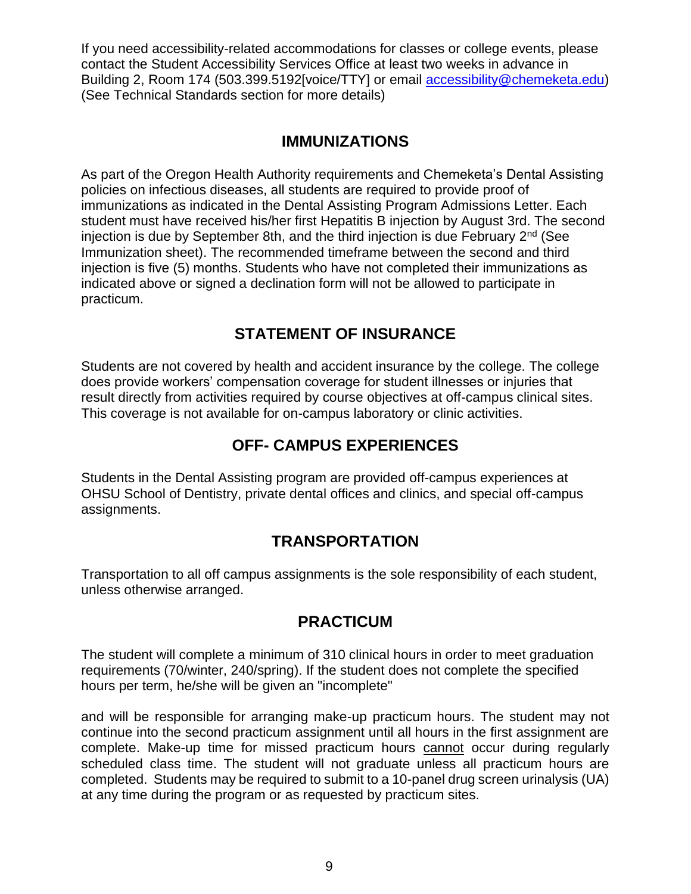If you need accessibility-related accommodations for classes or college events, please contact the Student Accessibility Services Office at least two weeks in advance in Building 2, Room 174 (503.399.5192[voice/TTY] or email [accessibility@chemeketa.edu](mailto:accessibility@chemeketa.edu)) (See Technical Standards section for more details)

## IMMUNIZATIONS

As part of the Oregon Health Authority requirements and Chemeketa's Dental Assisting policies on infectious diseases, all students are required to provide proof of immunizations as indicated in the Dental Assisting Program Admissions Letter. Each student must have received his/her first Hepatitis B injection by August 3rd. The second injection is due by September 8th, and the third injection is due February 2nd (See Immunization sheet). The recommended timeframe between the second and third injection is five (5) months. Students who have not completed their immunizations as indicated above or signed a declination form will not be allowed to participate in practicum.

## STATEMENT OF INSURANCE

Students are not covered by health and accident insurance by the college. The college does provide workers' compensation coverage for student illnesses or injuries that result directly from activities required by course objectives at off-campus clinical sites. This coverage is not available for on-campus laboratory or clinic activities.

## OFF- CAMPUS EXPERIENCES

Students in the Dental Assisting program are provided off-campus experiences at OHSU School of Dentistry, private dental offices and clinics, and special off-campus assignments.

## TRANSPORTATION

Transportation to all off campus assignments is the sole responsibility of each student, unless otherwise arranged.

## PRACTICUM

The student will complete a minimum of 310 clinical hours in order to meet graduation requirements (70/winter, 240/spring). If the student does not complete the specified hours per term, he/she will be given an "incomplete"

and will be responsible for arranging make-up practicum hours. The student may not continue into the second practicum assignment until all hours in the first assignment are complete. Make-up time for missed practicum hours cannot occur during regularly scheduled class time. The student will not graduate unless all practicum hours are completed. Students may be required to submit to a 10-panel drug screen urinalysis (UA) at any time during the program or as requested by practicum sites.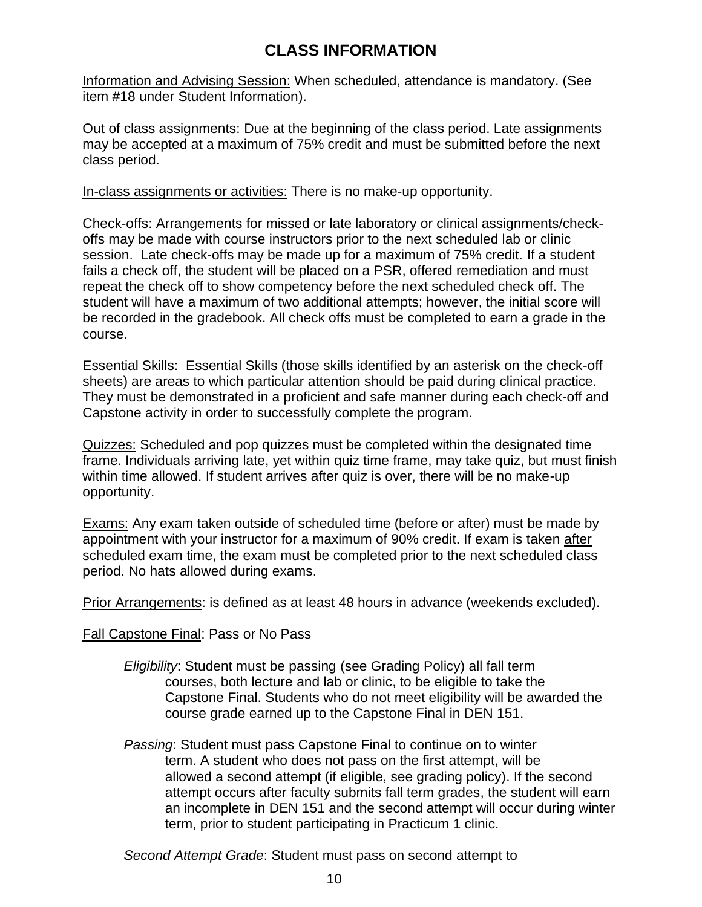# CLASS INFORMATION

Information and Advising Session: When scheduled, attendance is mandatory. (See item #18 under Student Information).

Out of class assignments: Due at the beginning of the class period. Late assignments may be accepted at a maximum of 75% credit and must be submitted before the next class period.

In-class assignments or activities: There is no make-up opportunity.

Check-offs: Arrangements for missed or late laboratory or clinical assignments/check-offs may be made with course instructors prior to the next scheduled lab or clinic session. Late check-offs may be made up for a maximum of 75% credit. If a student fails a check off, the student will be placed on a PSR, offered remediation and must repeat the check off to show competency before the next scheduled check off. The student will have a maximum of two additional attempts; however, the initial score will be recorded in the gradebook. All check offs must be completed to earn a grade in the course.

Essential Skills: Essential Skills (those skills identified by an asterisk on the check-off sheets) are areas to which particular attention should be paid during clinical practice. They must be demonstrated in a proficient and safe manner during each check-off and Capstone activity in order to successfully complete the program.

Quizzes: Scheduled and pop quizzes must be completed within the designated time frame. Individuals arriving late, yet within quiz time frame, may take quiz, but must finish within time allowed. If student arrives after quiz is over, there will be no make-up opportunity.

Exams: Any exam taken outside of scheduled time (before or after) must be made by appointment with your instructor for a maximum of 90% credit. If exam is taken after scheduled exam time, the exam must be completed prior to the next scheduled class period. No hats allowed during exams.

Prior Arrangements: is defined as at least 48 hours in advance (weekends excluded).

Fall Capstone Final: Pass or No Pass

*Eligibility*: Student must be passing (see Grading Policy) all fall term courses, both lecture and lab or clinic, to be eligible to take the Capstone Final. Students who do not meet eligibility will be awarded the course grade earned up to the Capstone Final in DEN 151.

*Passing*: Student must pass Capstone Final to continue on to winter term. A student who does not pass on the first attempt, will be allowed a second attempt (if eligible, see grading policy). If the second attempt occurs after faculty submits fall term grades, the student will earn an incomplete in DEN 151 and the second attempt will occur during winter term, prior to student participating in Practicum 1 clinic.

*Second Attempt Grade*: Student must pass on second attempt to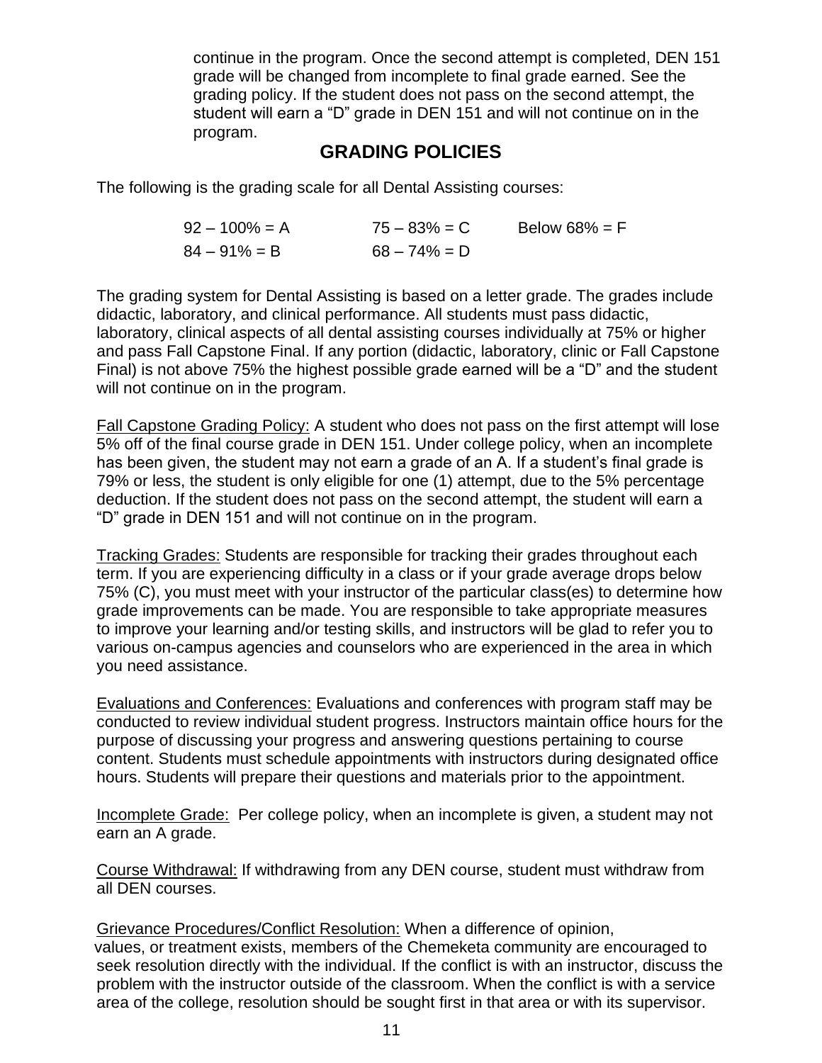continue in the program. Once the second attempt is completed, DEN 151 grade will be changed from incomplete to final grade earned. See the grading policy. If the student does not pass on the second attempt, the student will earn a "D" grade in DEN 151 and will not continue on in the program.

## GRADING POLICIES

The following is the grading scale for all Dental Assisting courses:

| | | |
|---|---|---|
| 92 – 100% = A | 75 – 83% = C | Below 68% = F |
| 84 – 91% = B | 68 – 74% = D | |

The grading system for Dental Assisting is based on a letter grade. The grades include didactic, laboratory, and clinical performance. All students must pass didactic, laboratory, clinical aspects of all dental assisting courses individually at 75% or higher and pass Fall Capstone Final. If any portion (didactic, laboratory, clinic or Fall Capstone Final) is not above 75% the highest possible grade earned will be a "D" and the student will not continue on in the program.

Fall Capstone Grading Policy: A student who does not pass on the first attempt will lose 5% off of the final course grade in DEN 151. Under college policy, when an incomplete has been given, the student may not earn a grade of an A. If a student's final grade is 79% or less, the student is only eligible for one (1) attempt, due to the 5% percentage deduction. If the student does not pass on the second attempt, the student will earn a "D" grade in DEN 151 and will not continue on in the program.

Tracking Grades: Students are responsible for tracking their grades throughout each term. If you are experiencing difficulty in a class or if your grade average drops below 75% (C), you must meet with your instructor of the particular class(es) to determine how grade improvements can be made. You are responsible to take appropriate measures to improve your learning and/or testing skills, and instructors will be glad to refer you to various on-campus agencies and counselors who are experienced in the area in which you need assistance.

Evaluations and Conferences: Evaluations and conferences with program staff may be conducted to review individual student progress. Instructors maintain office hours for the purpose of discussing your progress and answering questions pertaining to course content. Students must schedule appointments with instructors during designated office hours. Students will prepare their questions and materials prior to the appointment.

Incomplete Grade: Per college policy, when an incomplete is given, a student may not earn an A grade.

Course Withdrawal: If withdrawing from any DEN course, student must withdraw from all DEN courses.

Grievance Procedures/Conflict Resolution: When a difference of opinion, values, or treatment exists, members of the Chemeketa community are encouraged to seek resolution directly with the individual. If the conflict is with an instructor, discuss the problem with the instructor outside of the classroom. When the conflict is with a service area of the college, resolution should be sought first in that area or with its supervisor.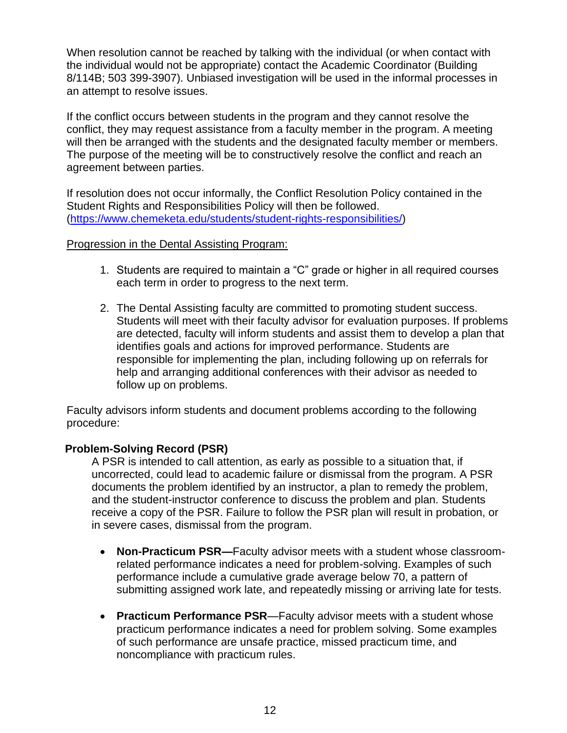When resolution cannot be reached by talking with the individual (or when contact with the individual would not be appropriate) contact the Academic Coordinator (Building 8/114B; 503 399-3907). Unbiased investigation will be used in the informal processes in an attempt to resolve issues.

If the conflict occurs between students in the program and they cannot resolve the conflict, they may request assistance from a faculty member in the program. A meeting will then be arranged with the students and the designated faculty member or members. The purpose of the meeting will be to constructively resolve the conflict and reach an agreement between parties.

If resolution does not occur informally, the Conflict Resolution Policy contained in the Student Rights and Responsibilities Policy will then be followed. (https://www.chemeketa.edu/students/student-rights-responsibilities/)

Progression in the Dental Assisting Program:

1. Students are required to maintain a "C" grade or higher in all required courses each term in order to progress to the next term.

2. The Dental Assisting faculty are committed to promoting student success. Students will meet with their faculty advisor for evaluation purposes. If problems are detected, faculty will inform students and assist them to develop a plan that identifies goals and actions for improved performance. Students are responsible for implementing the plan, including following up on referrals for help and arranging additional conferences with their advisor as needed to follow up on problems.

Faculty advisors inform students and document problems according to the following procedure:

**Problem-Solving Record (PSR)**

A PSR is intended to call attention, as early as possible to a situation that, if uncorrected, could lead to academic failure or dismissal from the program. A PSR documents the problem identified by an instructor, a plan to remedy the problem, and the student-instructor conference to discuss the problem and plan. Students receive a copy of the PSR. Failure to follow the PSR plan will result in probation, or in severe cases, dismissal from the program.

- **Non-Practicum PSR—**Faculty advisor meets with a student whose classroom-related performance indicates a need for problem-solving. Examples of such performance include a cumulative grade average below 70, a pattern of submitting assigned work late, and repeatedly missing or arriving late for tests.

- **Practicum Performance PSR**—Faculty advisor meets with a student whose practicum performance indicates a need for problem solving. Some examples of such performance are unsafe practice, missed practicum time, and noncompliance with practicum rules.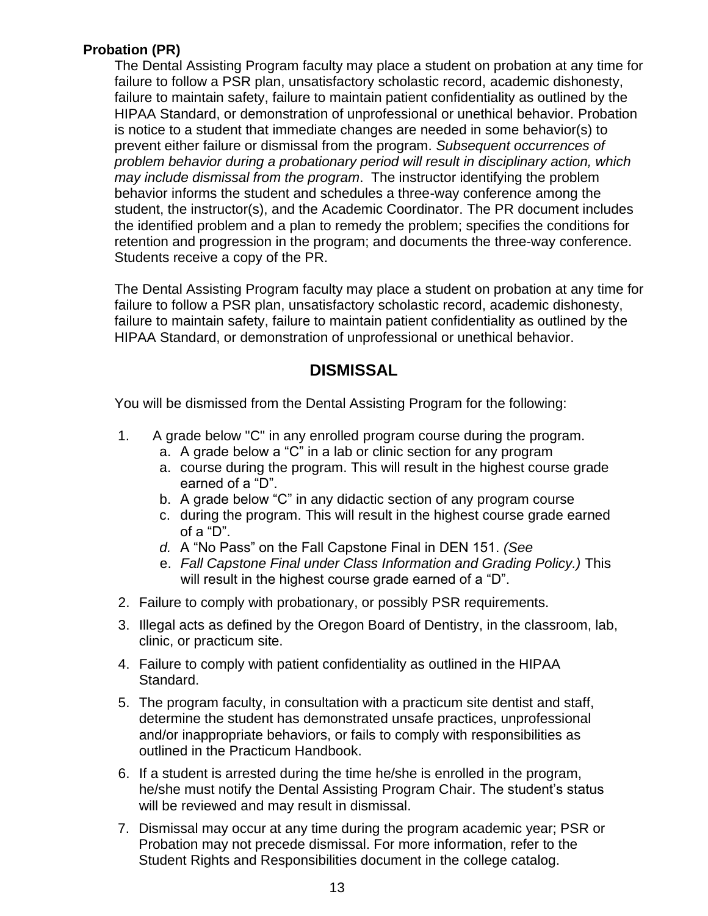**Probation (PR)**

The Dental Assisting Program faculty may place a student on probation at any time for failure to follow a PSR plan, unsatisfactory scholastic record, academic dishonesty, failure to maintain safety, failure to maintain patient confidentiality as outlined by the HIPAA Standard, or demonstration of unprofessional or unethical behavior. Probation is notice to a student that immediate changes are needed in some behavior(s) to prevent either failure or dismissal from the program. *Subsequent occurrences of problem behavior during a probationary period will result in disciplinary action, which may include dismissal from the program*. The instructor identifying the problem behavior informs the student and schedules a three-way conference among the student, the instructor(s), and the Academic Coordinator. The PR document includes the identified problem and a plan to remedy the problem; specifies the conditions for retention and progression in the program; and documents the three-way conference. Students receive a copy of the PR.

The Dental Assisting Program faculty may place a student on probation at any time for failure to follow a PSR plan, unsatisfactory scholastic record, academic dishonesty, failure to maintain safety, failure to maintain patient confidentiality as outlined by the HIPAA Standard, or demonstration of unprofessional or unethical behavior.

## DISMISSAL

You will be dismissed from the Dental Assisting Program for the following:

1. A grade below "C" in any enrolled program course during the program.
   a. A grade below a "C" in a lab or clinic section for any program
   a. course during the program. This will result in the highest course grade earned of a "D".
   b. A grade below "C" in any didactic section of any program course
   c. during the program. This will result in the highest course grade earned of a "D".
   *d.* A "No Pass" on the Fall Capstone Final in DEN 151. *(See*
   e. *Fall Capstone Final under Class Information and Grading Policy.)* This will result in the highest course grade earned of a "D".
2. Failure to comply with probationary, or possibly PSR requirements.
3. Illegal acts as defined by the Oregon Board of Dentistry, in the classroom, lab, clinic, or practicum site.
4. Failure to comply with patient confidentiality as outlined in the HIPAA Standard.
5. The program faculty, in consultation with a practicum site dentist and staff, determine the student has demonstrated unsafe practices, unprofessional and/or inappropriate behaviors, or fails to comply with responsibilities as outlined in the Practicum Handbook.
6. If a student is arrested during the time he/she is enrolled in the program, he/she must notify the Dental Assisting Program Chair. The student's status will be reviewed and may result in dismissal.
7. Dismissal may occur at any time during the program academic year; PSR or Probation may not precede dismissal. For more information, refer to the Student Rights and Responsibilities document in the college catalog.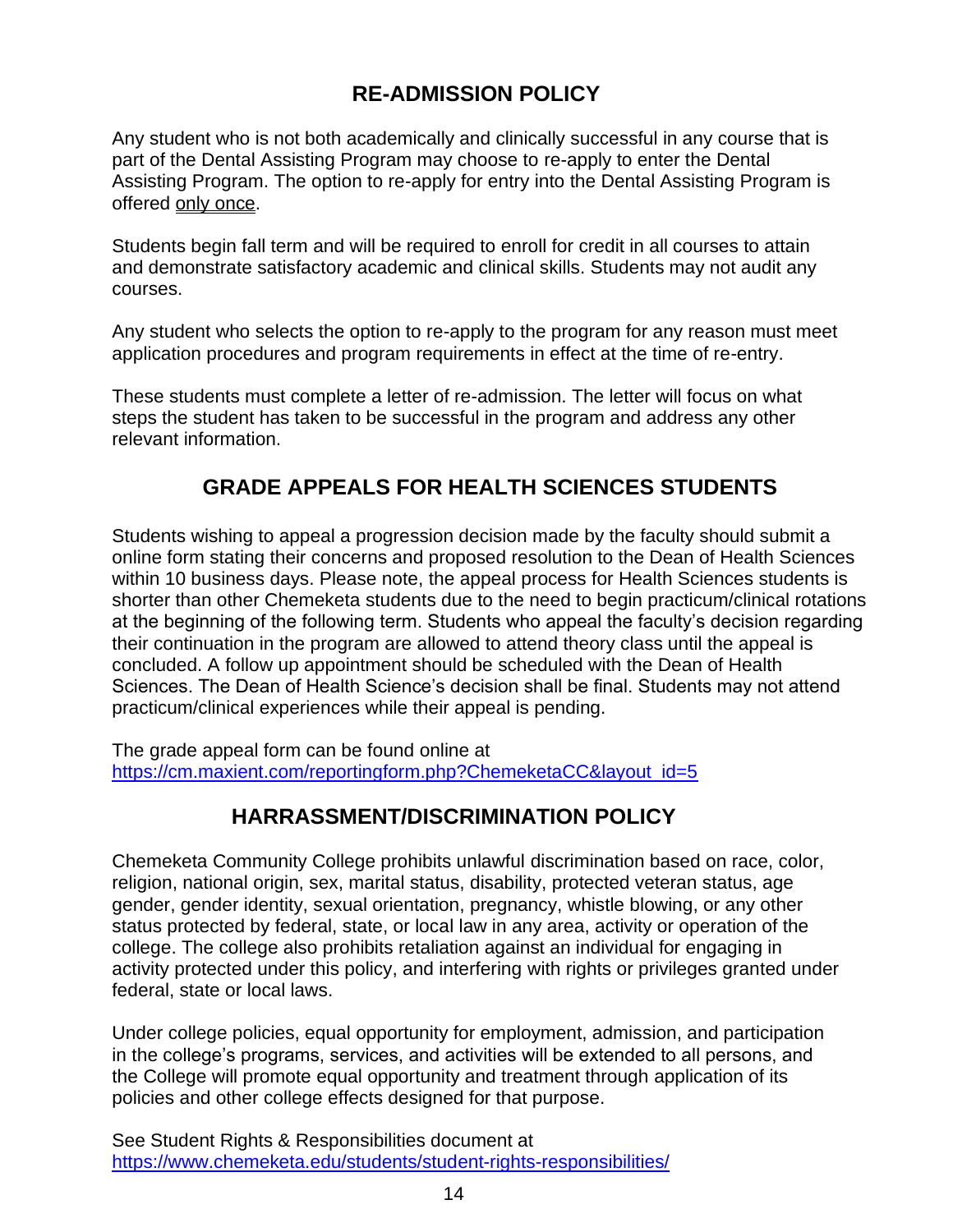## RE-ADMISSION POLICY

Any student who is not both academically and clinically successful in any course that is part of the Dental Assisting Program may choose to re-apply to enter the Dental Assisting Program. The option to re-apply for entry into the Dental Assisting Program is offered <u>only once</u>.

Students begin fall term and will be required to enroll for credit in all courses to attain and demonstrate satisfactory academic and clinical skills. Students may not audit any courses.

Any student who selects the option to re-apply to the program for any reason must meet application procedures and program requirements in effect at the time of re-entry.

These students must complete a letter of re-admission. The letter will focus on what steps the student has taken to be successful in the program and address any other relevant information.

## GRADE APPEALS FOR HEALTH SCIENCES STUDENTS

Students wishing to appeal a progression decision made by the faculty should submit a online form stating their concerns and proposed resolution to the Dean of Health Sciences within 10 business days. Please note, the appeal process for Health Sciences students is shorter than other Chemeketa students due to the need to begin practicum/clinical rotations at the beginning of the following term. Students who appeal the faculty's decision regarding their continuation in the program are allowed to attend theory class until the appeal is concluded. A follow up appointment should be scheduled with the Dean of Health Sciences. The Dean of Health Science's decision shall be final. Students may not attend practicum/clinical experiences while their appeal is pending.

The grade appeal form can be found online at [https://cm.maxient.com/reportingform.php?ChemeketaCC&layout_id=5](https://cm.maxient.com/reportingform.php?ChemeketaCC&layout_id=5)

## HARRASSMENT/DISCRIMINATION POLICY

Chemeketa Community College prohibits unlawful discrimination based on race, color, religion, national origin, sex, marital status, disability, protected veteran status, age gender, gender identity, sexual orientation, pregnancy, whistle blowing, or any other status protected by federal, state, or local law in any area, activity or operation of the college. The college also prohibits retaliation against an individual for engaging in activity protected under this policy, and interfering with rights or privileges granted under federal, state or local laws.

Under college policies, equal opportunity for employment, admission, and participation in the college's programs, services, and activities will be extended to all persons, and the College will promote equal opportunity and treatment through application of its policies and other college effects designed for that purpose.

See Student Rights & Responsibilities document at [https://www.chemeketa.edu/students/student-rights-responsibilities/](https://www.chemeketa.edu/students/student-rights-responsibilities/)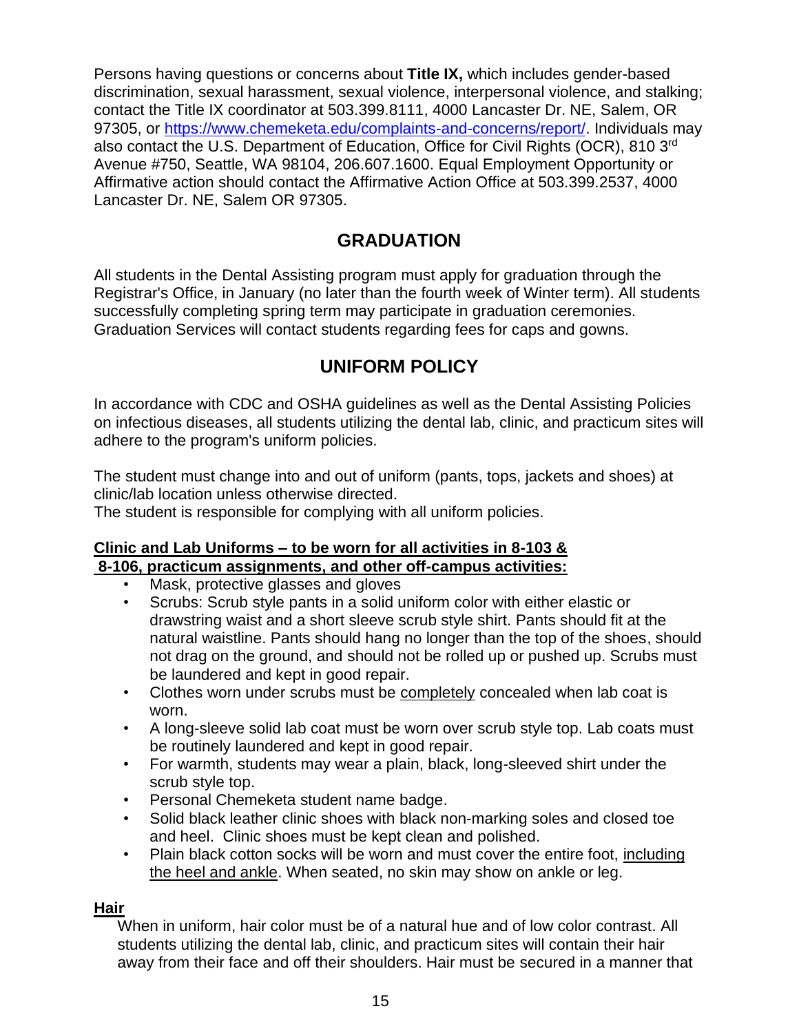Persons having questions or concerns about **Title IX,** which includes gender-based discrimination, sexual harassment, sexual violence, interpersonal violence, and stalking; contact the Title IX coordinator at 503.399.8111, 4000 Lancaster Dr. NE, Salem, OR 97305, or [https://www.chemeketa.edu/complaints-and-concerns/report/](https://www.chemeketa.edu/complaints-and-concerns/report/). Individuals may also contact the U.S. Department of Education, Office for Civil Rights (OCR), 810 3rd Avenue #750, Seattle, WA 98104, 206.607.1600. Equal Employment Opportunity or Affirmative action should contact the Affirmative Action Office at 503.399.2537, 4000 Lancaster Dr. NE, Salem OR 97305.

## GRADUATION

All students in the Dental Assisting program must apply for graduation through the Registrar's Office, in January (no later than the fourth week of Winter term). All students successfully completing spring term may participate in graduation ceremonies. Graduation Services will contact students regarding fees for caps and gowns.

## UNIFORM POLICY

In accordance with CDC and OSHA guidelines as well as the Dental Assisting Policies on infectious diseases, all students utilizing the dental lab, clinic, and practicum sites will adhere to the program's uniform policies.

The student must change into and out of uniform (pants, tops, jackets and shoes) at clinic/lab location unless otherwise directed.
The student is responsible for complying with all uniform policies.

**Clinic and Lab Uniforms – to be worn for all activities in 8-103 & 8-106, practicum assignments, and other off-campus activities:**

- Mask, protective glasses and gloves
- Scrubs: Scrub style pants in a solid uniform color with either elastic or drawstring waist and a short sleeve scrub style shirt. Pants should fit at the natural waistline. Pants should hang no longer than the top of the shoes, should not drag on the ground, and should not be rolled up or pushed up. Scrubs must be laundered and kept in good repair.
- Clothes worn under scrubs must be completely concealed when lab coat is worn.
- A long-sleeve solid lab coat must be worn over scrub style top. Lab coats must be routinely laundered and kept in good repair.
- For warmth, students may wear a plain, black, long-sleeved shirt under the scrub style top.
- Personal Chemeketa student name badge.
- Solid black leather clinic shoes with black non-marking soles and closed toe and heel. Clinic shoes must be kept clean and polished.
- Plain black cotton socks will be worn and must cover the entire foot, including the heel and ankle. When seated, no skin may show on ankle or leg.

**Hair**

When in uniform, hair color must be of a natural hue and of low color contrast. All students utilizing the dental lab, clinic, and practicum sites will contain their hair away from their face and off their shoulders. Hair must be secured in a manner that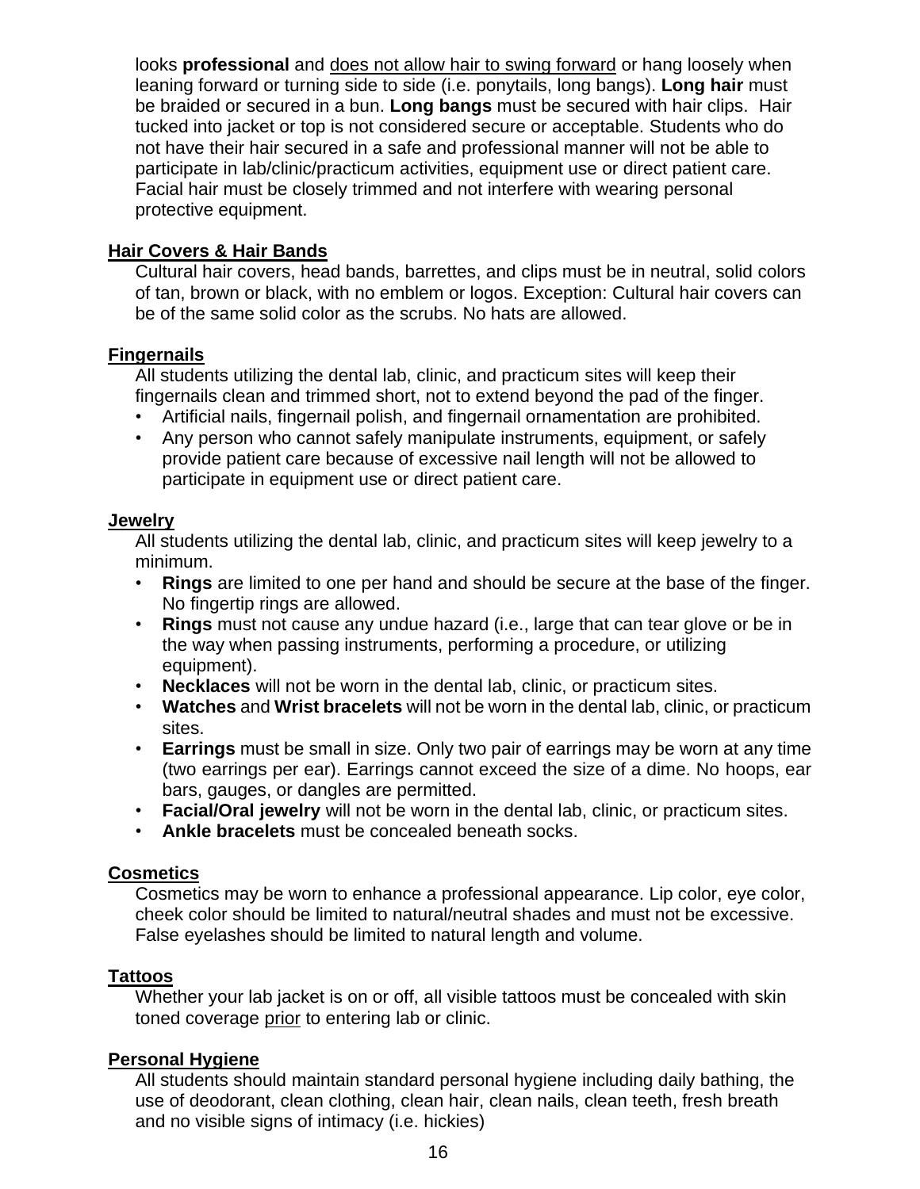looks **professional** and <u>does not allow hair to swing forward</u> or hang loosely when leaning forward or turning side to side (i.e. ponytails, long bangs). **Long hair** must be braided or secured in a bun. **Long bangs** must be secured with hair clips. Hair tucked into jacket or top is not considered secure or acceptable. Students who do not have their hair secured in a safe and professional manner will not be able to participate in lab/clinic/practicum activities, equipment use or direct patient care. Facial hair must be closely trimmed and not interfere with wearing personal protective equipment.

**<u>Hair Covers & Hair Bands</u>**

Cultural hair covers, head bands, barrettes, and clips must be in neutral, solid colors of tan, brown or black, with no emblem or logos. Exception: Cultural hair covers can be of the same solid color as the scrubs. No hats are allowed.

**<u>Fingernails</u>**

All students utilizing the dental lab, clinic, and practicum sites will keep their fingernails clean and trimmed short, not to extend beyond the pad of the finger.

- Artificial nails, fingernail polish, and fingernail ornamentation are prohibited.
- Any person who cannot safely manipulate instruments, equipment, or safely provide patient care because of excessive nail length will not be allowed to participate in equipment use or direct patient care.

**<u>Jewelry</u>**

All students utilizing the dental lab, clinic, and practicum sites will keep jewelry to a minimum.

- **Rings** are limited to one per hand and should be secure at the base of the finger. No fingertip rings are allowed.
- **Rings** must not cause any undue hazard (i.e., large that can tear glove or be in the way when passing instruments, performing a procedure, or utilizing equipment).
- **Necklaces** will not be worn in the dental lab, clinic, or practicum sites.
- **Watches** and **Wrist bracelets** will not be worn in the dental lab, clinic, or practicum sites.
- **Earrings** must be small in size. Only two pair of earrings may be worn at any time (two earrings per ear). Earrings cannot exceed the size of a dime. No hoops, ear bars, gauges, or dangles are permitted.
- **Facial/Oral jewelry** will not be worn in the dental lab, clinic, or practicum sites.
- **Ankle bracelets** must be concealed beneath socks.

**<u>Cosmetics</u>**

Cosmetics may be worn to enhance a professional appearance. Lip color, eye color, cheek color should be limited to natural/neutral shades and must not be excessive. False eyelashes should be limited to natural length and volume.

**<u>Tattoos</u>**

Whether your lab jacket is on or off, all visible tattoos must be concealed with skin toned coverage <u>prior</u> to entering lab or clinic.

**<u>Personal Hygiene</u>**

All students should maintain standard personal hygiene including daily bathing, the use of deodorant, clean clothing, clean hair, clean nails, clean teeth, fresh breath and no visible signs of intimacy (i.e. hickies)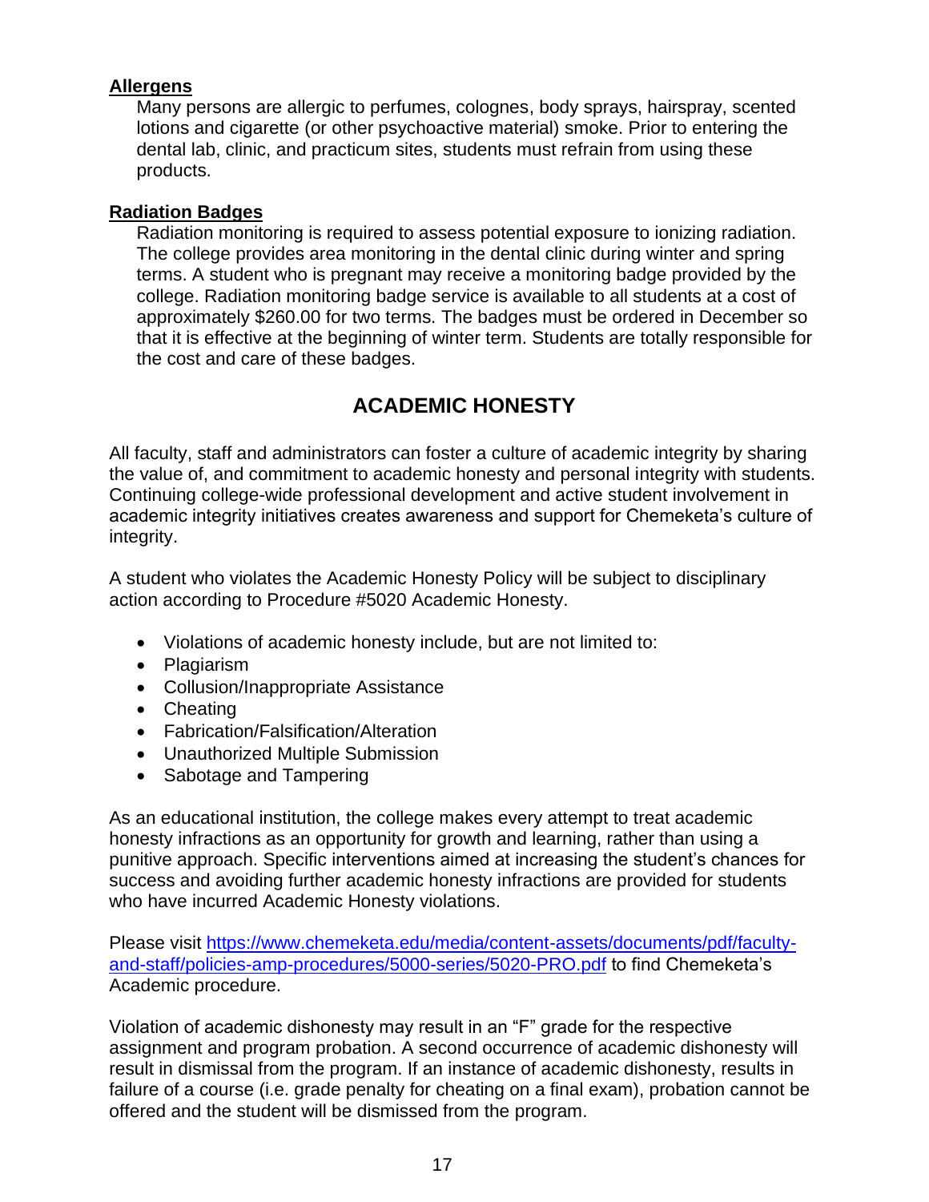**Allergens**

Many persons are allergic to perfumes, colognes, body sprays, hairspray, scented lotions and cigarette (or other psychoactive material) smoke. Prior to entering the dental lab, clinic, and practicum sites, students must refrain from using these products.

**Radiation Badges**

Radiation monitoring is required to assess potential exposure to ionizing radiation. The college provides area monitoring in the dental clinic during winter and spring terms. A student who is pregnant may receive a monitoring badge provided by the college. Radiation monitoring badge service is available to all students at a cost of approximately $260.00 for two terms. The badges must be ordered in December so that it is effective at the beginning of winter term. Students are totally responsible for the cost and care of these badges.

## ACADEMIC HONESTY

All faculty, staff and administrators can foster a culture of academic integrity by sharing the value of, and commitment to academic honesty and personal integrity with students. Continuing college-wide professional development and active student involvement in academic integrity initiatives creates awareness and support for Chemeketa's culture of integrity.

A student who violates the Academic Honesty Policy will be subject to disciplinary action according to Procedure #5020 Academic Honesty.

- Violations of academic honesty include, but are not limited to:
- Plagiarism
- Collusion/Inappropriate Assistance
- Cheating
- Fabrication/Falsification/Alteration
- Unauthorized Multiple Submission
- Sabotage and Tampering

As an educational institution, the college makes every attempt to treat academic honesty infractions as an opportunity for growth and learning, rather than using a punitive approach. Specific interventions aimed at increasing the student's chances for success and avoiding further academic honesty infractions are provided for students who have incurred Academic Honesty violations.

Please visit https://www.chemeketa.edu/media/content-assets/documents/pdf/faculty-and-staff/policies-amp-procedures/5000-series/5020-PRO.pdf to find Chemeketa's Academic procedure.

Violation of academic dishonesty may result in an "F" grade for the respective assignment and program probation. A second occurrence of academic dishonesty will result in dismissal from the program. If an instance of academic dishonesty, results in failure of a course (i.e. grade penalty for cheating on a final exam), probation cannot be offered and the student will be dismissed from the program.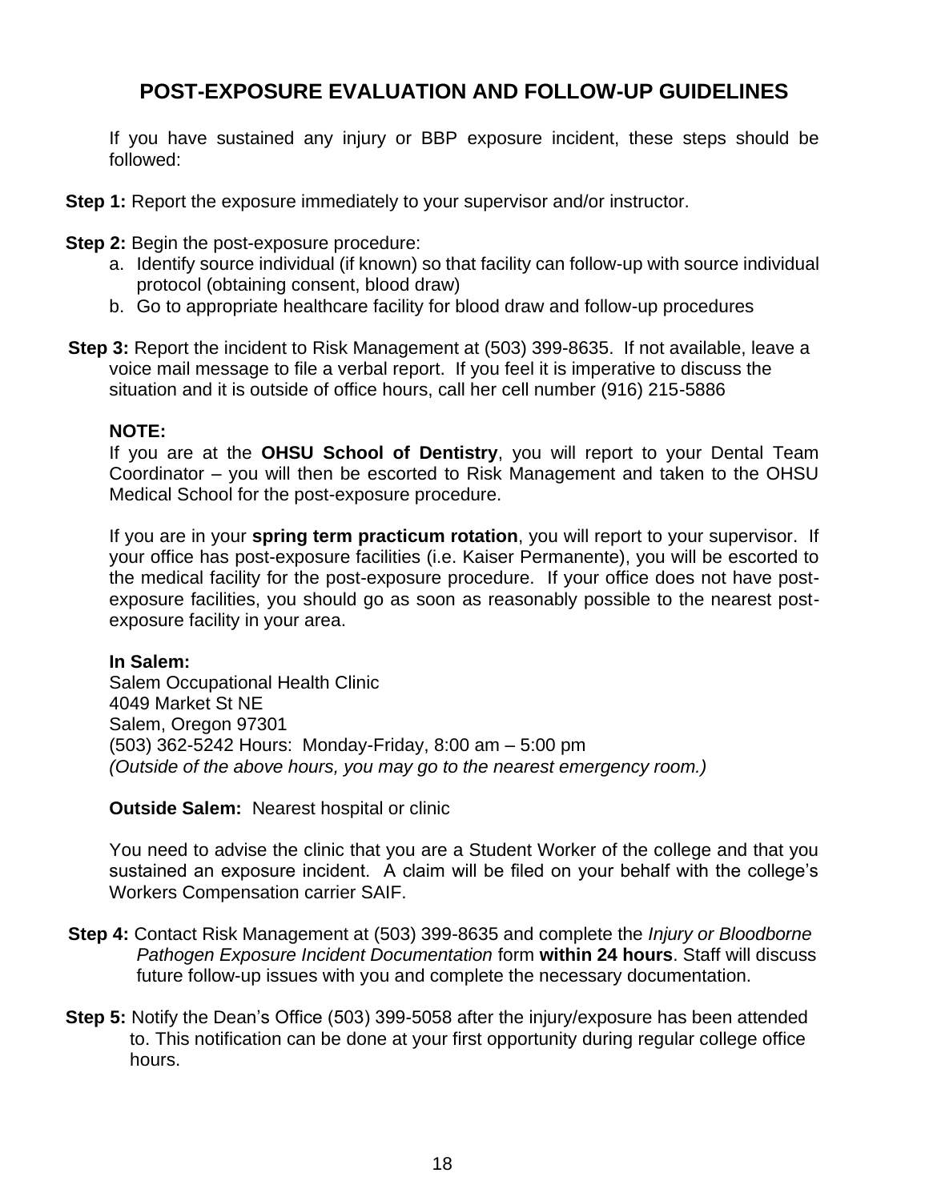# POST-EXPOSURE EVALUATION AND FOLLOW-UP GUIDELINES

If you have sustained any injury or BBP exposure incident, these steps should be followed:

**Step 1:** Report the exposure immediately to your supervisor and/or instructor.

**Step 2:** Begin the post-exposure procedure:

a. Identify source individual (if known) so that facility can follow-up with source individual protocol (obtaining consent, blood draw)
b. Go to appropriate healthcare facility for blood draw and follow-up procedures

**Step 3:** Report the incident to Risk Management at (503) 399-8635. If not available, leave a voice mail message to file a verbal report. If you feel it is imperative to discuss the situation and it is outside of office hours, call her cell number (916) 215-5886

**NOTE:**

If you are at the **OHSU School of Dentistry**, you will report to your Dental Team Coordinator – you will then be escorted to Risk Management and taken to the OHSU Medical School for the post-exposure procedure.

If you are in your **spring term practicum rotation**, you will report to your supervisor. If your office has post-exposure facilities (i.e. Kaiser Permanente), you will be escorted to the medical facility for the post-exposure procedure. If your office does not have post-exposure facilities, you should go as soon as reasonably possible to the nearest post-exposure facility in your area.

**In Salem:**
Salem Occupational Health Clinic
4049 Market St NE
Salem, Oregon 97301
(503) 362-5242 Hours: Monday-Friday, 8:00 am – 5:00 pm
*(Outside of the above hours, you may go to the nearest emergency room.)*

**Outside Salem:** Nearest hospital or clinic

You need to advise the clinic that you are a Student Worker of the college and that you sustained an exposure incident. A claim will be filed on your behalf with the college's Workers Compensation carrier SAIF.

**Step 4:** Contact Risk Management at (503) 399-8635 and complete the *Injury or Bloodborne Pathogen Exposure Incident Documentation* form **within 24 hours**. Staff will discuss future follow-up issues with you and complete the necessary documentation.

**Step 5:** Notify the Dean's Office (503) 399-5058 after the injury/exposure has been attended to. This notification can be done at your first opportunity during regular college office hours.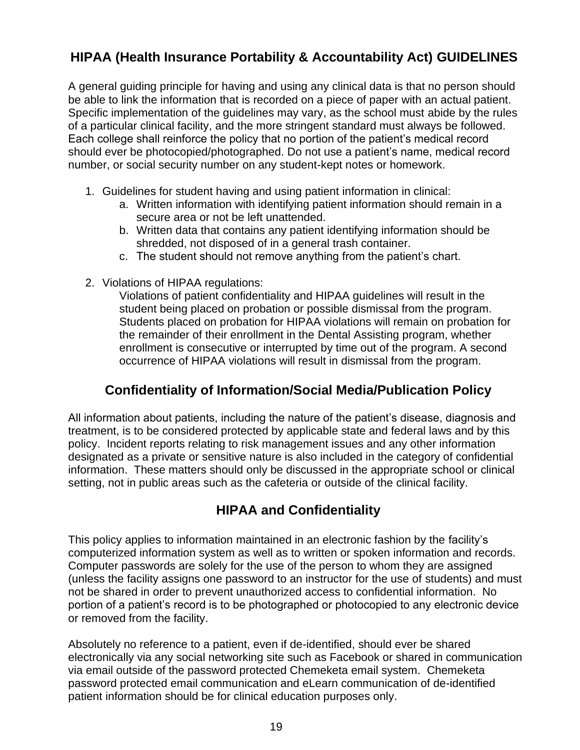## HIPAA (Health Insurance Portability & Accountability Act) GUIDELINES

A general guiding principle for having and using any clinical data is that no person should be able to link the information that is recorded on a piece of paper with an actual patient. Specific implementation of the guidelines may vary, as the school must abide by the rules of a particular clinical facility, and the more stringent standard must always be followed. Each college shall reinforce the policy that no portion of the patient's medical record should ever be photocopied/photographed. Do not use a patient's name, medical record number, or social security number on any student-kept notes or homework.

1. Guidelines for student having and using patient information in clinical:
   a. Written information with identifying patient information should remain in a secure area or not be left unattended.
   b. Written data that contains any patient identifying information should be shredded, not disposed of in a general trash container.
   c. The student should not remove anything from the patient's chart.

2. Violations of HIPAA regulations:
   Violations of patient confidentiality and HIPAA guidelines will result in the student being placed on probation or possible dismissal from the program. Students placed on probation for HIPAA violations will remain on probation for the remainder of their enrollment in the Dental Assisting program, whether enrollment is consecutive or interrupted by time out of the program. A second occurrence of HIPAA violations will result in dismissal from the program.

## Confidentiality of Information/Social Media/Publication Policy

All information about patients, including the nature of the patient's disease, diagnosis and treatment, is to be considered protected by applicable state and federal laws and by this policy. Incident reports relating to risk management issues and any other information designated as a private or sensitive nature is also included in the category of confidential information. These matters should only be discussed in the appropriate school or clinical setting, not in public areas such as the cafeteria or outside of the clinical facility.

## HIPAA and Confidentiality

This policy applies to information maintained in an electronic fashion by the facility's computerized information system as well as to written or spoken information and records. Computer passwords are solely for the use of the person to whom they are assigned (unless the facility assigns one password to an instructor for the use of students) and must not be shared in order to prevent unauthorized access to confidential information. No portion of a patient's record is to be photographed or photocopied to any electronic device or removed from the facility.

Absolutely no reference to a patient, even if de-identified, should ever be shared electronically via any social networking site such as Facebook or shared in communication via email outside of the password protected Chemeketa email system. Chemeketa password protected email communication and eLearn communication of de-identified patient information should be for clinical education purposes only.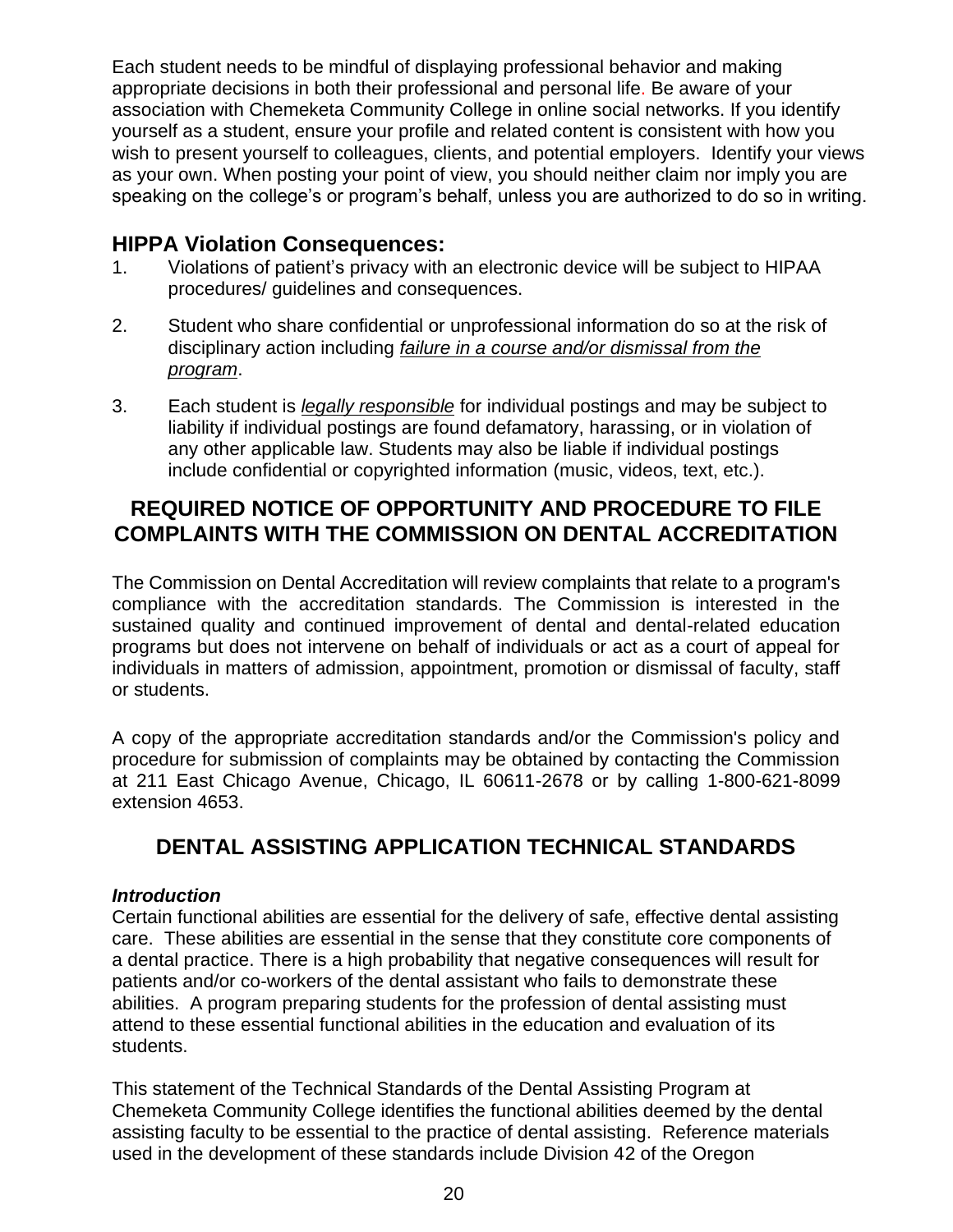Each student needs to be mindful of displaying professional behavior and making appropriate decisions in both their professional and personal life. Be aware of your association with Chemeketa Community College in online social networks. If you identify yourself as a student, ensure your profile and related content is consistent with how you wish to present yourself to colleagues, clients, and potential employers. Identify your views as your own. When posting your point of view, you should neither claim nor imply you are speaking on the college's or program's behalf, unless you are authorized to do so in writing.

## HIPPA Violation Consequences:

1. Violations of patient's privacy with an electronic device will be subject to HIPAA procedures/ guidelines and consequences.
2. Student who share confidential or unprofessional information do so at the risk of disciplinary action including <u>*failure in a course and/or dismissal from the program*</u>.
3. Each student is <u>*legally responsible*</u> for individual postings and may be subject to liability if individual postings are found defamatory, harassing, or in violation of any other applicable law. Students may also be liable if individual postings include confidential or copyrighted information (music, videos, text, etc.).

## REQUIRED NOTICE OF OPPORTUNITY AND PROCEDURE TO FILE COMPLAINTS WITH THE COMMISSION ON DENTAL ACCREDITATION

The Commission on Dental Accreditation will review complaints that relate to a program's compliance with the accreditation standards. The Commission is interested in the sustained quality and continued improvement of dental and dental-related education programs but does not intervene on behalf of individuals or act as a court of appeal for individuals in matters of admission, appointment, promotion or dismissal of faculty, staff or students.

A copy of the appropriate accreditation standards and/or the Commission's policy and procedure for submission of complaints may be obtained by contacting the Commission at 211 East Chicago Avenue, Chicago, IL 60611-2678 or by calling 1-800-621-8099 extension 4653.

## DENTAL ASSISTING APPLICATION TECHNICAL STANDARDS

***Introduction***

Certain functional abilities are essential for the delivery of safe, effective dental assisting care. These abilities are essential in the sense that they constitute core components of a dental practice. There is a high probability that negative consequences will result for patients and/or co-workers of the dental assistant who fails to demonstrate these abilities. A program preparing students for the profession of dental assisting must attend to these essential functional abilities in the education and evaluation of its students.

This statement of the Technical Standards of the Dental Assisting Program at Chemeketa Community College identifies the functional abilities deemed by the dental assisting faculty to be essential to the practice of dental assisting. Reference materials used in the development of these standards include Division 42 of the Oregon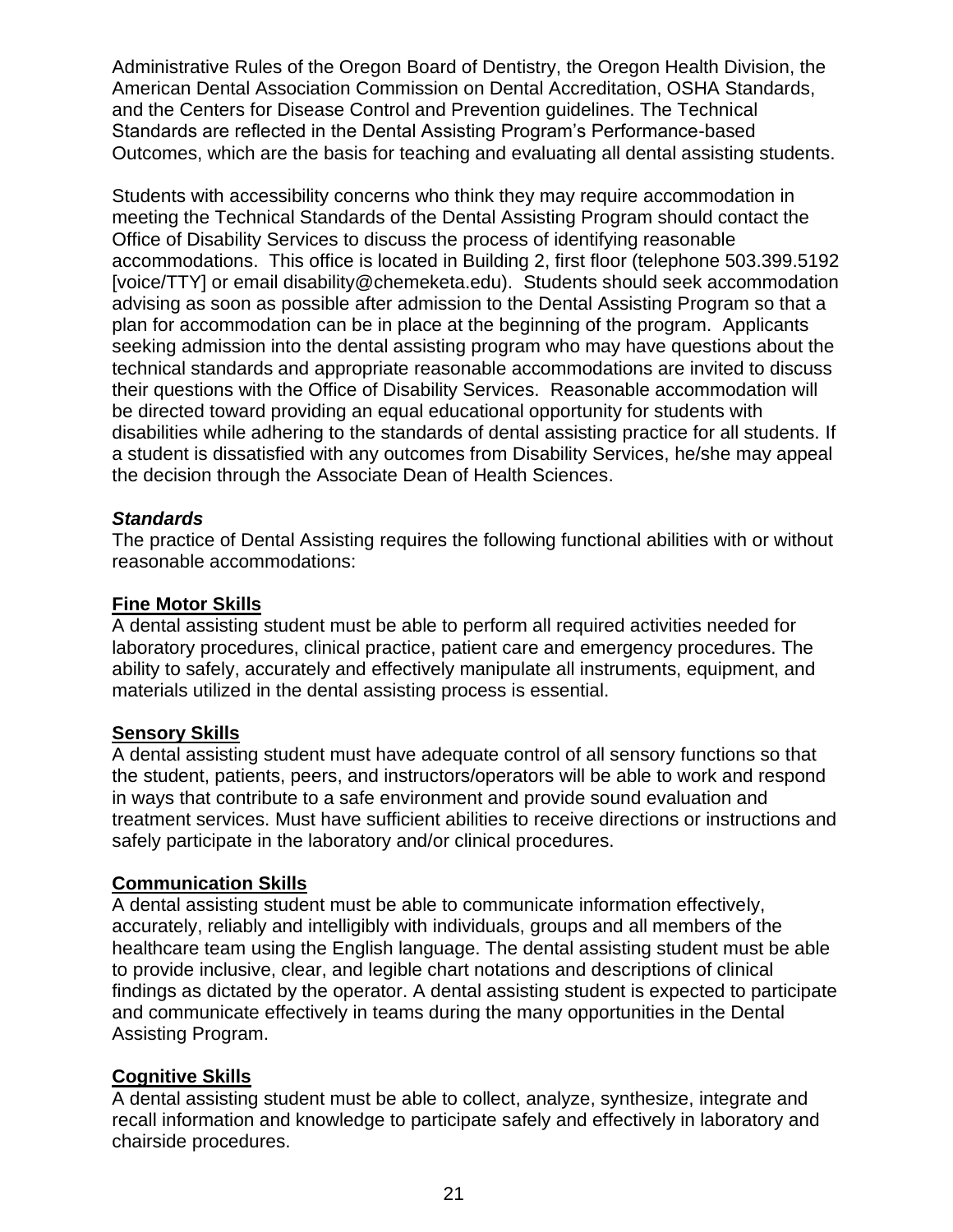Administrative Rules of the Oregon Board of Dentistry, the Oregon Health Division, the American Dental Association Commission on Dental Accreditation, OSHA Standards, and the Centers for Disease Control and Prevention guidelines. The Technical Standards are reflected in the Dental Assisting Program's Performance-based Outcomes, which are the basis for teaching and evaluating all dental assisting students.

Students with accessibility concerns who think they may require accommodation in meeting the Technical Standards of the Dental Assisting Program should contact the Office of Disability Services to discuss the process of identifying reasonable accommodations. This office is located in Building 2, first floor (telephone 503.399.5192 [voice/TTY] or email disability@chemeketa.edu). Students should seek accommodation advising as soon as possible after admission to the Dental Assisting Program so that a plan for accommodation can be in place at the beginning of the program. Applicants seeking admission into the dental assisting program who may have questions about the technical standards and appropriate reasonable accommodations are invited to discuss their questions with the Office of Disability Services. Reasonable accommodation will be directed toward providing an equal educational opportunity for students with disabilities while adhering to the standards of dental assisting practice for all students. If a student is dissatisfied with any outcomes from Disability Services, he/she may appeal the decision through the Associate Dean of Health Sciences.

### ***Standards***

The practice of Dental Assisting requires the following functional abilities with or without reasonable accommodations:

#### Fine Motor Skills

A dental assisting student must be able to perform all required activities needed for laboratory procedures, clinical practice, patient care and emergency procedures. The ability to safely, accurately and effectively manipulate all instruments, equipment, and materials utilized in the dental assisting process is essential.

#### Sensory Skills

A dental assisting student must have adequate control of all sensory functions so that the student, patients, peers, and instructors/operators will be able to work and respond in ways that contribute to a safe environment and provide sound evaluation and treatment services. Must have sufficient abilities to receive directions or instructions and safely participate in the laboratory and/or clinical procedures.

#### Communication Skills

A dental assisting student must be able to communicate information effectively, accurately, reliably and intelligibly with individuals, groups and all members of the healthcare team using the English language. The dental assisting student must be able to provide inclusive, clear, and legible chart notations and descriptions of clinical findings as dictated by the operator. A dental assisting student is expected to participate and communicate effectively in teams during the many opportunities in the Dental Assisting Program.

#### Cognitive Skills

A dental assisting student must be able to collect, analyze, synthesize, integrate and recall information and knowledge to participate safely and effectively in laboratory and chairside procedures.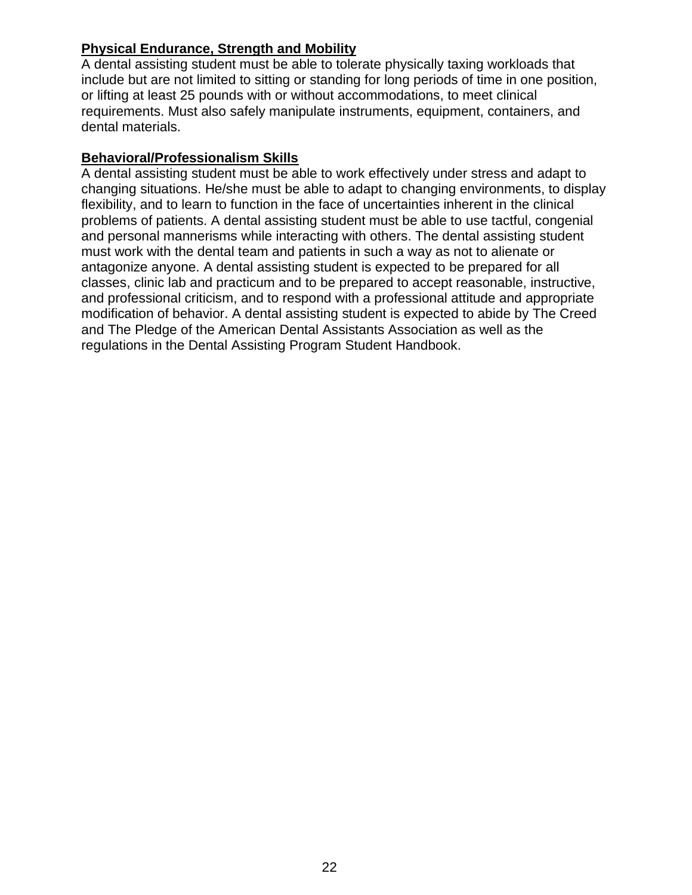**Physical Endurance, Strength and Mobility**

A dental assisting student must be able to tolerate physically taxing workloads that include but are not limited to sitting or standing for long periods of time in one position, or lifting at least 25 pounds with or without accommodations, to meet clinical requirements. Must also safely manipulate instruments, equipment, containers, and dental materials.

**Behavioral/Professionalism Skills**

A dental assisting student must be able to work effectively under stress and adapt to changing situations. He/she must be able to adapt to changing environments, to display flexibility, and to learn to function in the face of uncertainties inherent in the clinical problems of patients. A dental assisting student must be able to use tactful, congenial and personal mannerisms while interacting with others. The dental assisting student must work with the dental team and patients in such a way as not to alienate or antagonize anyone. A dental assisting student is expected to be prepared for all classes, clinic lab and practicum and to be prepared to accept reasonable, instructive, and professional criticism, and to respond with a professional attitude and appropriate modification of behavior. A dental assisting student is expected to abide by The Creed and The Pledge of the American Dental Assistants Association as well as the regulations in the Dental Assisting Program Student Handbook.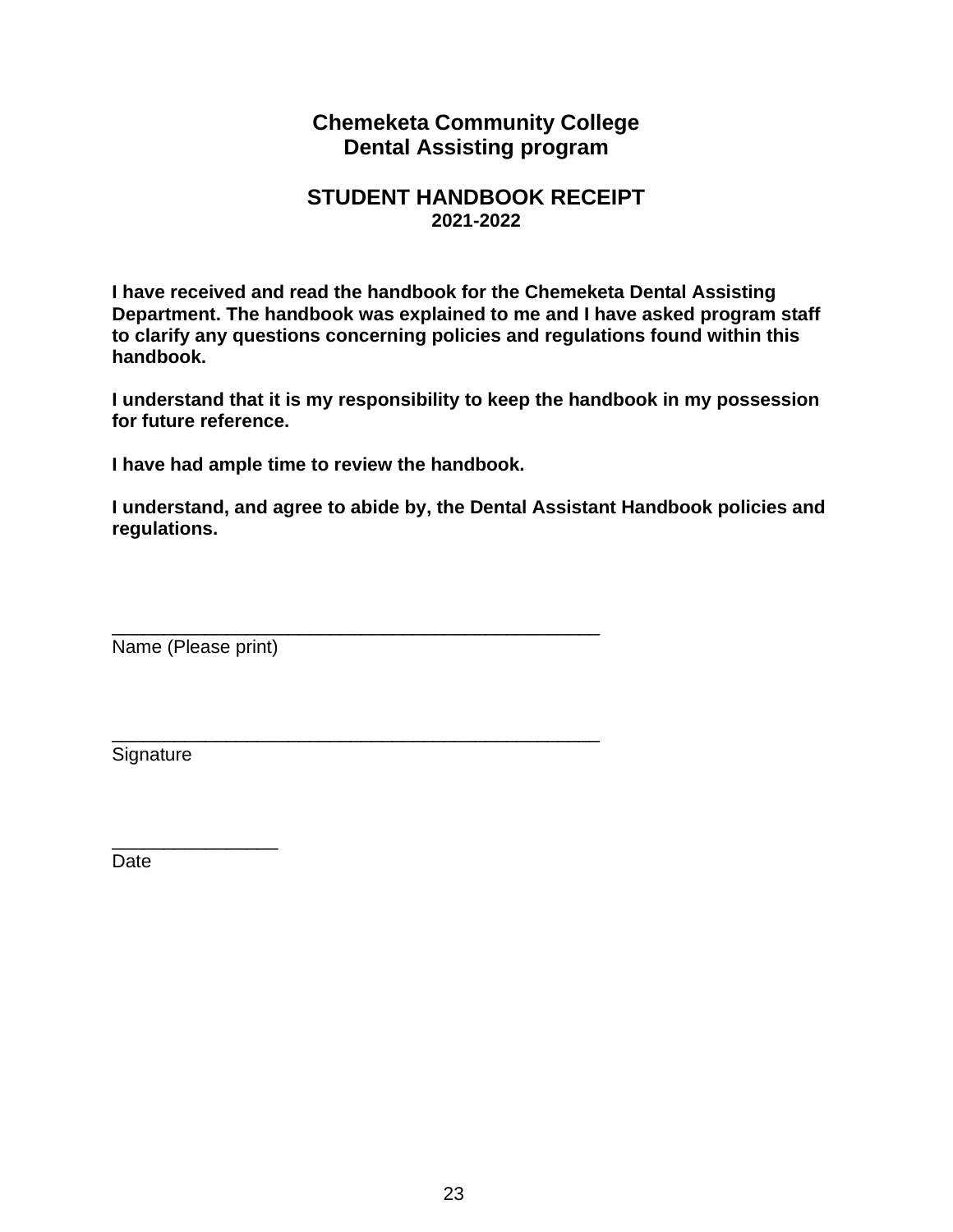# Chemeketa Community College
# Dental Assisting program

## STUDENT HANDBOOK RECEIPT
### 2021-2022

**I have received and read the handbook for the Chemeketa Dental Assisting Department. The handbook was explained to me and I have asked program staff to clarify any questions concerning policies and regulations found within this handbook.**

**I understand that it is my responsibility to keep the handbook in my possession for future reference.**

**I have had ample time to review the handbook.**

**I understand, and agree to abide by, the Dental Assistant Handbook policies and regulations.**

_______________________________________________
Name (Please print)

_______________________________________________
Signature

________________
Date